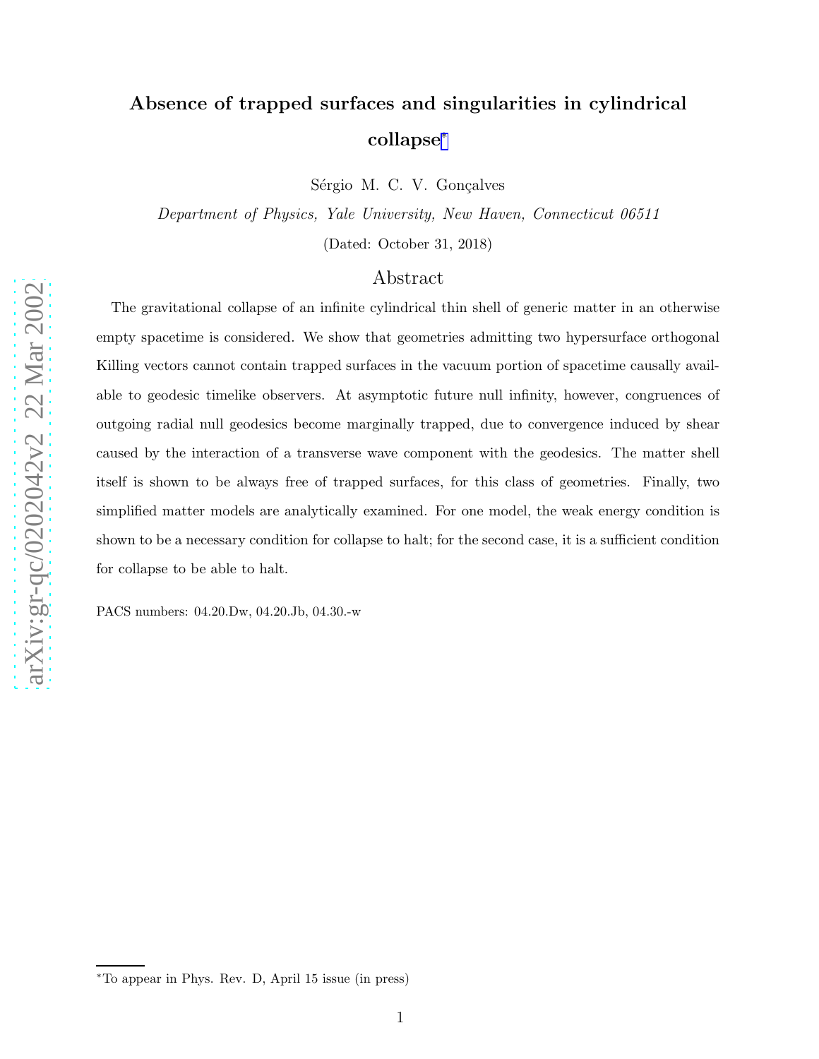# Absence of trapped surfaces and singularities in cylindrical collapse*

Sérgio M. C. V. Gonçalves

*Department of Physics, Yale University, New Haven, Connecticut 06511*

(Dated: October 31, 2018)

## Abstract

The gravitational collapse of an infinite cylindrical thin shell of generic matter in an otherwise empty spacetime is considered. We show that geometries admitting two hypersurface orthogonal Killing vectors cannot contain trapped surfaces in the vacuum portion of spacetime causally available to geodesic timelike observers. At asymptotic future null infinity, however, congruences of outgoing radial null geodesics become marginally trapped, due to convergence induced by shear caused by the interaction of a transverse wave component with the geodesics. The matter shell itself is shown to be always free of trapped surfaces, for this class of geometries. Finally, two simplified matter models are analytically examined. For one model, the weak energy condition is shown to be a necessary condition for collapse to halt; for the second case, it is a sufficient condition for collapse to be able to halt.

PACS numbers: 04.20.Dw, 04.20.Jb, 04.30.-w

---

*To appear in Phys. Rev. D, April 15 issue (in press)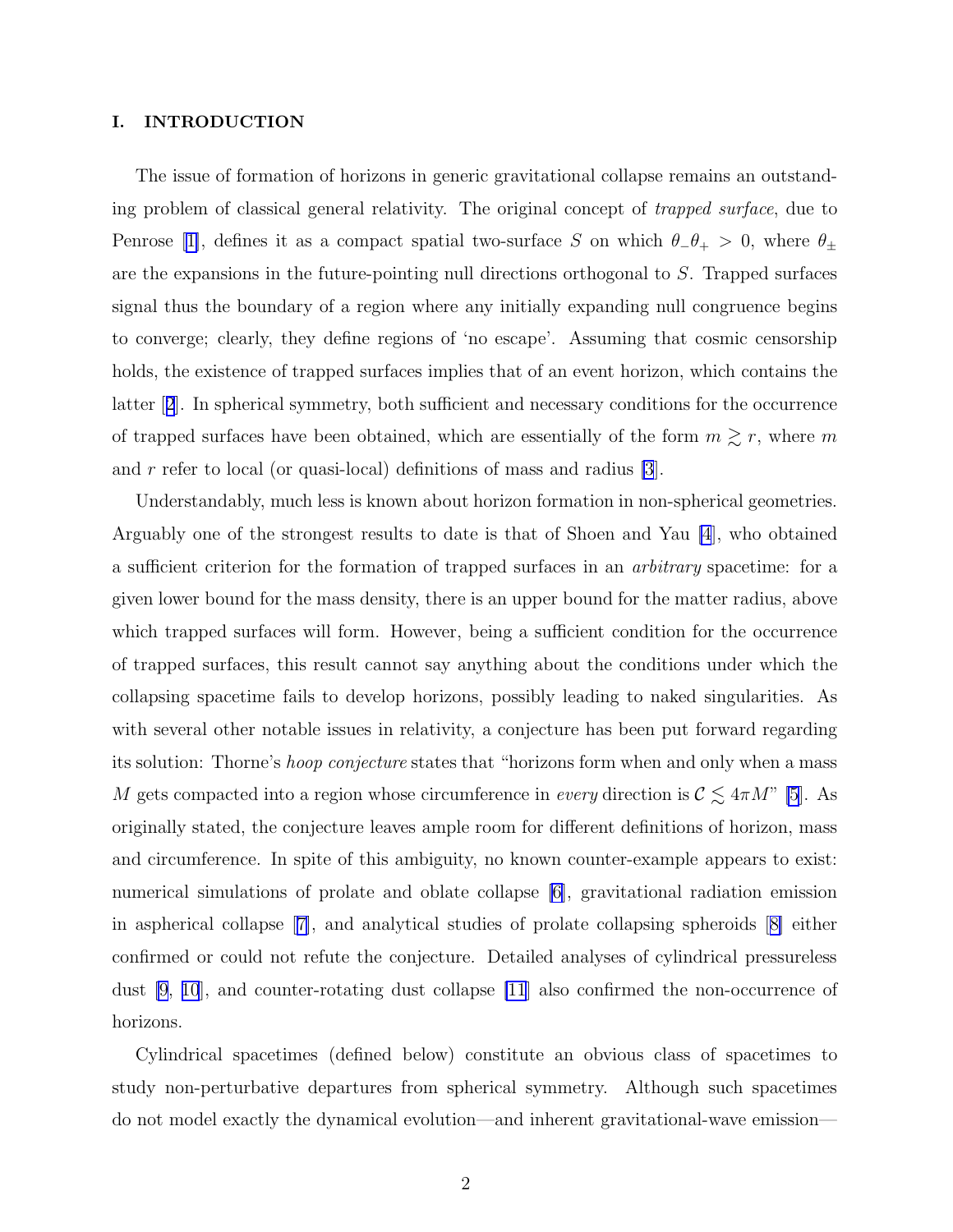## I. INTRODUCTION

The issue of formation of horizons in generic gravitational collapse remains an outstanding problem of classical general relativity. The original concept of *trapped surface*, due to Penrose [1], defines it as a compact spatial two-surface $S$ on which $\theta_{-}\theta_{+} > 0$, where $\theta_{\pm}$ are the expansions in the future-pointing null directions orthogonal to $S$. Trapped surfaces signal thus the boundary of a region where any initially expanding null congruence begins to converge; clearly, they define regions of 'no escape'. Assuming that cosmic censorship holds, the existence of trapped surfaces implies that of an event horizon, which contains the latter [2]. In spherical symmetry, both sufficient and necessary conditions for the occurrence of trapped surfaces have been obtained, which are essentially of the form $m \gtrsim r$, where $m$ and $r$ refer to local (or quasi-local) definitions of mass and radius [3].

Understandably, much less is known about horizon formation in non-spherical geometries. Arguably one of the strongest results to date is that of Shoen and Yau [4], who obtained a sufficient criterion for the formation of trapped surfaces in an *arbitrary* spacetime: for a given lower bound for the mass density, there is an upper bound for the matter radius, above which trapped surfaces will form. However, being a sufficient condition for the occurrence of trapped surfaces, this result cannot say anything about the conditions under which the collapsing spacetime fails to develop horizons, possibly leading to naked singularities. As with several other notable issues in relativity, a conjecture has been put forward regarding its solution: Thorne's *hoop conjecture* states that "horizons form when and only when a mass $M$ gets compacted into a region whose circumference in *every* direction is $\mathcal{C} \lesssim 4\pi M$" [5]. As originally stated, the conjecture leaves ample room for different definitions of horizon, mass and circumference. In spite of this ambiguity, no known counter-example appears to exist: numerical simulations of prolate and oblate collapse [6], gravitational radiation emission in aspherical collapse [7], and analytical studies of prolate collapsing spheroids [8] either confirmed or could not refute the conjecture. Detailed analyses of cylindrical pressureless dust [9, 10], and counter-rotating dust collapse [11] also confirmed the non-occurrence of horizons.

Cylindrical spacetimes (defined below) constitute an obvious class of spacetimes to study non-perturbative departures from spherical symmetry. Although such spacetimes do not model exactly the dynamical evolution—and inherent gravitational-wave emission—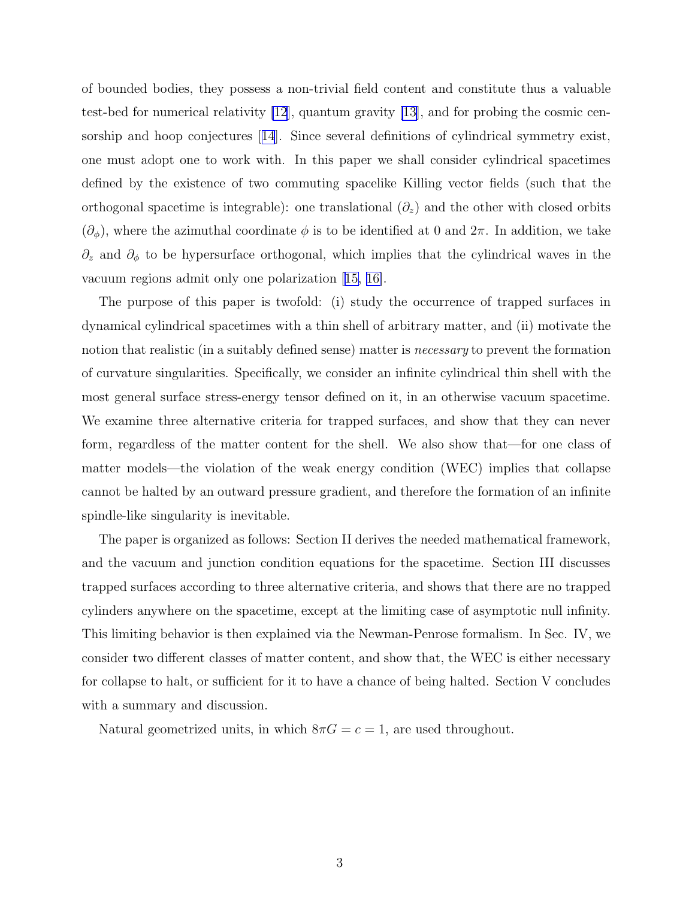of bounded bodies, they possess a non-trivial field content and constitute thus a valuable test-bed for numerical relativity [12], quantum gravity [13], and for probing the cosmic censorship and hoop conjectures [14]. Since several definitions of cylindrical symmetry exist, one must adopt one to work with. In this paper we shall consider cylindrical spacetimes defined by the existence of two commuting spacelike Killing vector fields (such that the orthogonal spacetime is integrable): one translational ($\partial_z$) and the other with closed orbits ($\partial_\phi$), where the azimuthal coordinate $\phi$ is to be identified at 0 and $2\pi$. In addition, we take $\partial_z$ and $\partial_\phi$ to be hypersurface orthogonal, which implies that the cylindrical waves in the vacuum regions admit only one polarization [15, 16].

The purpose of this paper is twofold: (i) study the occurrence of trapped surfaces in dynamical cylindrical spacetimes with a thin shell of arbitrary matter, and (ii) motivate the notion that realistic (in a suitably defined sense) matter is *necessary* to prevent the formation of curvature singularities. Specifically, we consider an infinite cylindrical thin shell with the most general surface stress-energy tensor defined on it, in an otherwise vacuum spacetime. We examine three alternative criteria for trapped surfaces, and show that they can never form, regardless of the matter content for the shell. We also show that—for one class of matter models—the violation of the weak energy condition (WEC) implies that collapse cannot be halted by an outward pressure gradient, and therefore the formation of an infinite spindle-like singularity is inevitable.

The paper is organized as follows: Section II derives the needed mathematical framework, and the vacuum and junction condition equations for the spacetime. Section III discusses trapped surfaces according to three alternative criteria, and shows that there are no trapped cylinders anywhere on the spacetime, except at the limiting case of asymptotic null infinity. This limiting behavior is then explained via the Newman-Penrose formalism. In Sec. IV, we consider two different classes of matter content, and show that, the WEC is either necessary for collapse to halt, or sufficient for it to have a chance of being halted. Section V concludes with a summary and discussion.

Natural geometrized units, in which $8\pi G = c = 1$, are used throughout.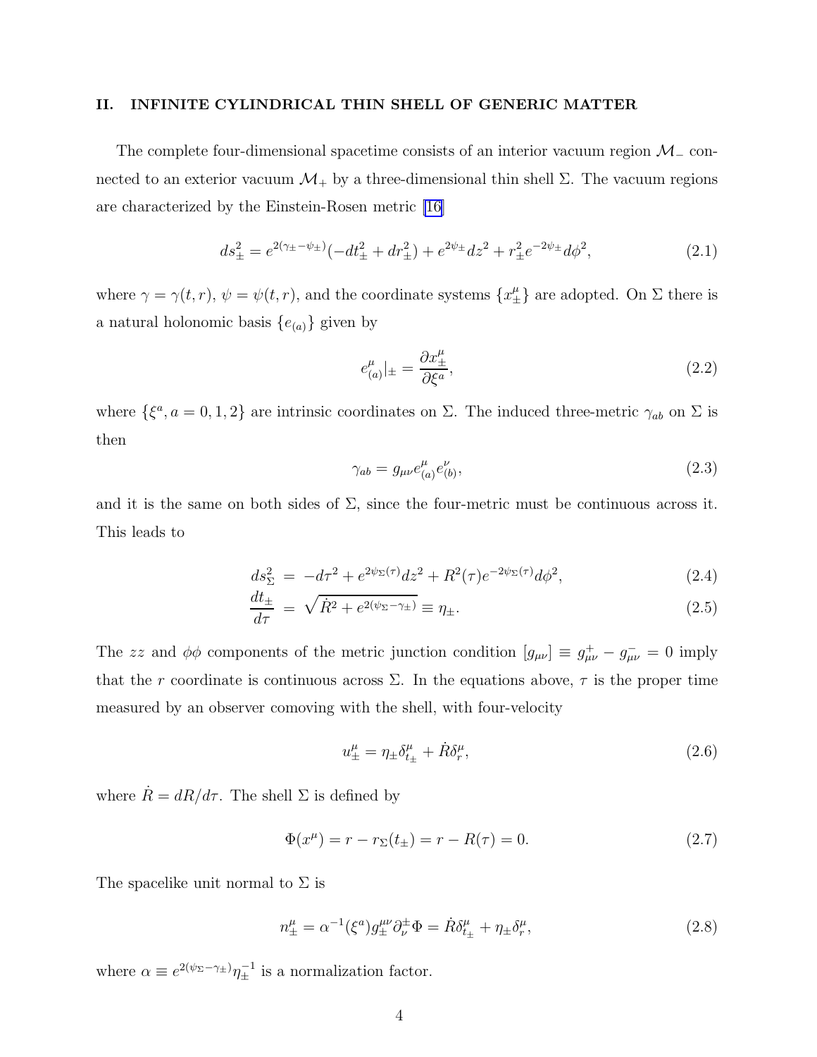## II. INFINITE CYLINDRICAL THIN SHELL OF GENERIC MATTER

The complete four-dimensional spacetime consists of an interior vacuum region $\mathcal{M}_-$ connected to an exterior vacuum $\mathcal{M}_+$ by a three-dimensional thin shell $\Sigma$. The vacuum regions are characterized by the Einstein-Rosen metric [16]

$$ds^2_\pm = e^{2(\gamma_\pm - \psi_\pm)}(-dt^2_\pm + dr^2_\pm) + e^{2\psi_\pm}dz^2 + r^2_\pm e^{-2\psi_\pm}d\phi^2, \tag{2.1}$$

where $\gamma = \gamma(t,r)$, $\psi = \psi(t,r)$, and the coordinate systems $\{x^\mu_\pm\}$ are adopted. On $\Sigma$ there is a natural holonomic basis $\{e_{(a)}\}$ given by

$$e^\mu_{(a)}|_\pm = \frac{\partial x^\mu_\pm}{\partial \xi^a}, \tag{2.2}$$

where $\{\xi^a, a = 0,1,2\}$ are intrinsic coordinates on $\Sigma$. The induced three-metric $\gamma_{ab}$ on $\Sigma$ is then

$$\gamma_{ab} = g_{\mu\nu}e^\mu_{(a)}e^\nu_{(b)}, \tag{2.3}$$

and it is the same on both sides of $\Sigma$, since the four-metric must be continuous across it. This leads to

$$ds^2_\Sigma = -d\tau^2 + e^{2\psi_\Sigma(\tau)}dz^2 + R^2(\tau)e^{-2\psi_\Sigma(\tau)}d\phi^2, \tag{2.4}$$

$$\frac{dt_\pm}{d\tau} = \sqrt{\dot{R}^2 + e^{2(\psi_\Sigma - \gamma_\pm)}} \equiv \eta_\pm. \tag{2.5}$$

The $zz$ and $\phi\phi$ components of the metric junction condition $[g_{\mu\nu}] \equiv g^+_{\mu\nu} - g^-_{\mu\nu} = 0$ imply that the $r$ coordinate is continuous across $\Sigma$. In the equations above, $\tau$ is the proper time measured by an observer comoving with the shell, with four-velocity

$$u^\mu_\pm = \eta_\pm \delta^\mu_{t_\pm} + \dot{R}\delta^\mu_r, \tag{2.6}$$

where $\dot{R} = dR/d\tau$. The shell $\Sigma$ is defined by

$$\Phi(x^\mu) = r - r_\Sigma(t_\pm) = r - R(\tau) = 0. \tag{2.7}$$

The spacelike unit normal to $\Sigma$ is

$$n^\mu_\pm = \alpha^{-1}(\xi^a)g^{\mu\nu}_\pm \partial^\pm_\nu \Phi = \dot{R}\delta^\mu_{t_\pm} + \eta_\pm \delta^\mu_r, \tag{2.8}$$

where $\alpha \equiv e^{2(\psi_\Sigma - \gamma_\pm)}\eta^{-1}_\pm$ is a normalization factor.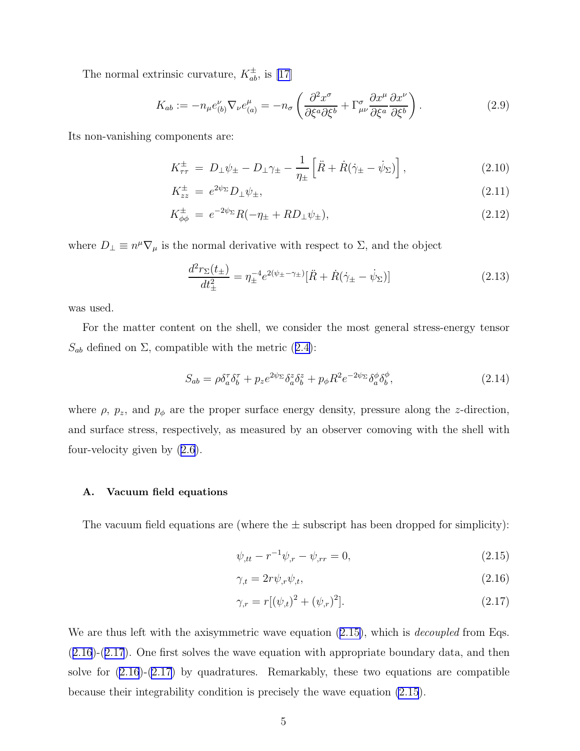The normal extrinsic curvature, $K^{\pm}_{ab}$, is [17]

$$K_{ab} := -n_{\mu} e^{\nu}_{(b)} \nabla_{\nu} e^{\mu}_{(a)} = -n_{\sigma} \left( \frac{\partial^2 x^{\sigma}}{\partial \xi^a \partial \xi^b} + \Gamma^{\sigma}_{\mu\nu} \frac{\partial x^{\mu}}{\partial \xi^a} \frac{\partial x^{\nu}}{\partial \xi^b} \right). \tag{2.9}$$

Its non-vanishing components are:

$$K^{\pm}_{\tau\tau} = D_{\perp}\psi_{\pm} - D_{\perp}\gamma_{\pm} - \frac{1}{\eta_{\pm}} \left[ \ddot{R} + \dot{R}(\dot{\gamma}_{\pm} - \dot{\psi}_{\Sigma}) \right], \tag{2.10}$$

$$K^{\pm}_{zz} = e^{2\psi_{\Sigma}} D_{\perp}\psi_{\pm}, \tag{2.11}$$

$$K^{\pm}_{\phi\phi} = e^{-2\psi_{\Sigma}} R(-\eta_{\pm} + R D_{\perp}\psi_{\pm}), \tag{2.12}$$

where $D_{\perp} \equiv n^{\mu}\nabla_{\mu}$ is the normal derivative with respect to $\Sigma$, and the object

$$\frac{d^2 r_{\Sigma}(t_{\pm})}{dt^2_{\pm}} = \eta^{-4}_{\pm} e^{2(\psi_{\pm} - \gamma_{\pm})} [\ddot{R} + \dot{R}(\dot{\gamma}_{\pm} - \dot{\psi}_{\Sigma})] \tag{2.13}$$

was used.

For the matter content on the shell, we consider the most general stress-energy tensor $S_{ab}$ defined on $\Sigma$, compatible with the metric (2.4):

$$S_{ab} = \rho \delta^{\tau}_a \delta^{\tau}_b + p_z e^{2\psi_{\Sigma}} \delta^z_a \delta^z_b + p_{\phi} R^2 e^{-2\psi_{\Sigma}} \delta^{\phi}_a \delta^{\phi}_b, \tag{2.14}$$

where $\rho$, $p_z$, and $p_{\phi}$ are the proper surface energy density, pressure along the $z$-direction, and surface stress, respectively, as measured by an observer comoving with the shell with four-velocity given by (2.6).

### A. Vacuum field equations

The vacuum field equations are (where the $\pm$ subscript has been dropped for simplicity):

$$\psi_{,tt} - r^{-1}\psi_{,r} - \psi_{,rr} = 0, \tag{2.15}$$

$$\gamma_{,t} = 2r\psi_{,r}\psi_{,t}, \tag{2.16}$$

$$\gamma_{,r} = r[(\psi_{,t})^2 + (\psi_{,r})^2]. \tag{2.17}$$

We are thus left with the axisymmetric wave equation (2.15), which is *decoupled* from Eqs. (2.16)-(2.17). One first solves the wave equation with appropriate boundary data, and then solve for (2.16)-(2.17) by quadratures. Remarkably, these two equations are compatible because their integrability condition is precisely the wave equation (2.15).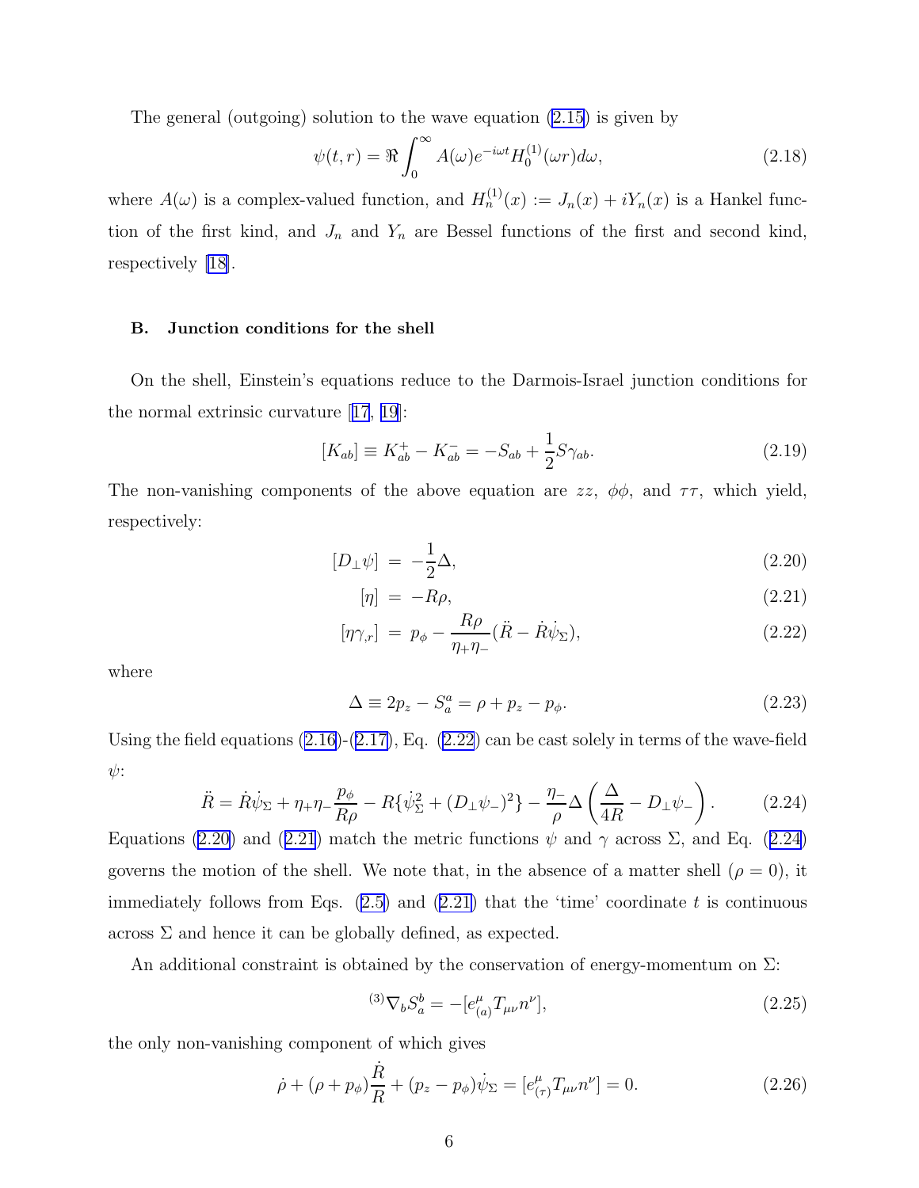The general (outgoing) solution to the wave equation (2.15) is given by

$$\psi(t,r) = \Re \int_0^\infty A(\omega) e^{-i\omega t} H_0^{(1)}(\omega r) d\omega, \tag{2.18}$$

where $A(\omega)$ is a complex-valued function, and $H_n^{(1)}(x) := J_n(x) + iY_n(x)$ is a Hankel function of the first kind, and $J_n$ and $Y_n$ are Bessel functions of the first and second kind, respectively [18].

### B. Junction conditions for the shell

On the shell, Einstein's equations reduce to the Darmois-Israel junction conditions for the normal extrinsic curvature [17, 19]:

$$[K_{ab}] \equiv K_{ab}^+ - K_{ab}^- = -S_{ab} + \frac{1}{2} S \gamma_{ab}. \tag{2.19}$$

The non-vanishing components of the above equation are $zz$, $\phi\phi$, and $\tau\tau$, which yield, respectively:

$$[D_\perp \psi] = -\frac{1}{2}\Delta, \tag{2.20}$$

$$[\eta] = -R\rho, \tag{2.21}$$

$$[\eta\gamma_{,r}] = p_\phi - \frac{R\rho}{\eta_+\eta_-}(\ddot{R} - \dot{R}\dot{\psi}_\Sigma), \tag{2.22}$$

where

$$\Delta \equiv 2p_z - S_a^a = \rho + p_z - p_\phi. \tag{2.23}$$

Using the field equations (2.16)-(2.17), Eq. (2.22) can be cast solely in terms of the wave-field $\psi$:

$$\ddot{R} = \dot{R}\dot{\psi}_\Sigma + \eta_+\eta_- \frac{p_\phi}{R\rho} - R\{\dot{\psi}_\Sigma^2 + (D_\perp\psi_-)^2\} - \frac{\eta_-}{\rho}\Delta\left(\frac{\Delta}{4R} - D_\perp\psi_-\right). \tag{2.24}$$

Equations (2.20) and (2.21) match the metric functions $\psi$ and $\gamma$ across $\Sigma$, and Eq. (2.24) governs the motion of the shell. We note that, in the absence of a matter shell ($\rho = 0$), it immediately follows from Eqs. (2.5) and (2.21) that the 'time' coordinate $t$ is continuous across $\Sigma$ and hence it can be globally defined, as expected.

An additional constraint is obtained by the conservation of energy-momentum on $\Sigma$:

$$^{(3)}\nabla_b S_a^b = -[e^\mu_{(a)} T_{\mu\nu} n^\nu], \tag{2.25}$$

the only non-vanishing component of which gives

$$\dot{\rho} + (\rho + p_\phi)\frac{\dot{R}}{R} + (p_z - p_\phi)\dot{\psi}_\Sigma = [e^\mu_{(\tau)} T_{\mu\nu} n^\nu] = 0. \tag{2.26}$$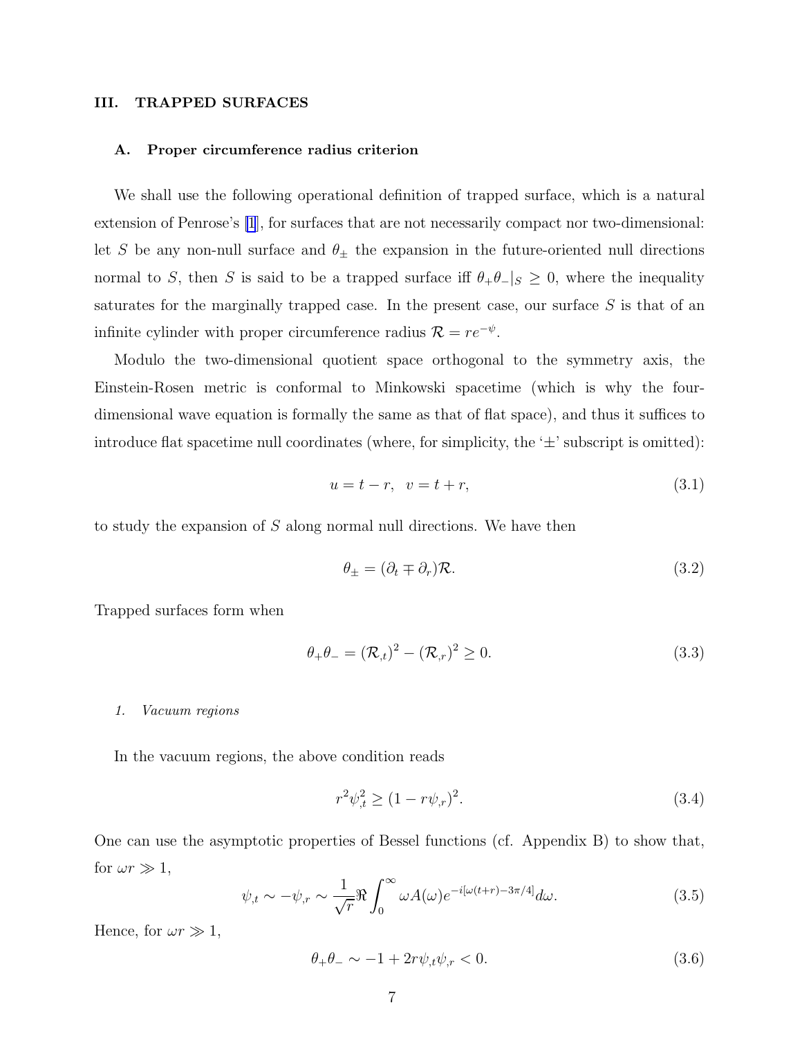## III. TRAPPED SURFACES

### A. Proper circumference radius criterion

We shall use the following operational definition of trapped surface, which is a natural extension of Penrose's [1], for surfaces that are not necessarily compact nor two-dimensional: let $S$ be any non-null surface and $\theta_{\pm}$ the expansion in the future-oriented null directions normal to $S$, then $S$ is said to be a trapped surface iff $\theta_+\theta_-|_S \geq 0$, where the inequality saturates for the marginally trapped case. In the present case, our surface $S$ is that of an infinite cylinder with proper circumference radius $\mathcal{R} = re^{-\psi}$.

Modulo the two-dimensional quotient space orthogonal to the symmetry axis, the Einstein-Rosen metric is conformal to Minkowski spacetime (which is why the four-dimensional wave equation is formally the same as that of flat space), and thus it suffices to introduce flat spacetime null coordinates (where, for simplicity, the '$\pm$' subscript is omitted):

$$u = t - r, \quad v = t + r, \tag{3.1}$$

to study the expansion of $S$ along normal null directions. We have then

$$\theta_{\pm} = (\partial_t \mp \partial_r)\mathcal{R}. \tag{3.2}$$

Trapped surfaces form when

$$\theta_+\theta_- = (\mathcal{R}_{,t})^2 - (\mathcal{R}_{,r})^2 \geq 0. \tag{3.3}$$

#### 1. *Vacuum regions*

In the vacuum regions, the above condition reads

$$r^2\psi_{,t}^2 \geq (1 - r\psi_{,r})^2. \tag{3.4}$$

One can use the asymptotic properties of Bessel functions (cf. Appendix B) to show that, for $\omega r \gg 1$,

$$\psi_{,t} \sim -\psi_{,r} \sim \frac{1}{\sqrt{r}}\Re\int_0^\infty \omega A(\omega) e^{-i[\omega(t+r)-3\pi/4]}d\omega. \tag{3.5}$$

Hence, for $\omega r \gg 1$,

$$\theta_+\theta_- \sim -1 + 2r\psi_{,t}\psi_{,r} < 0. \tag{3.6}$$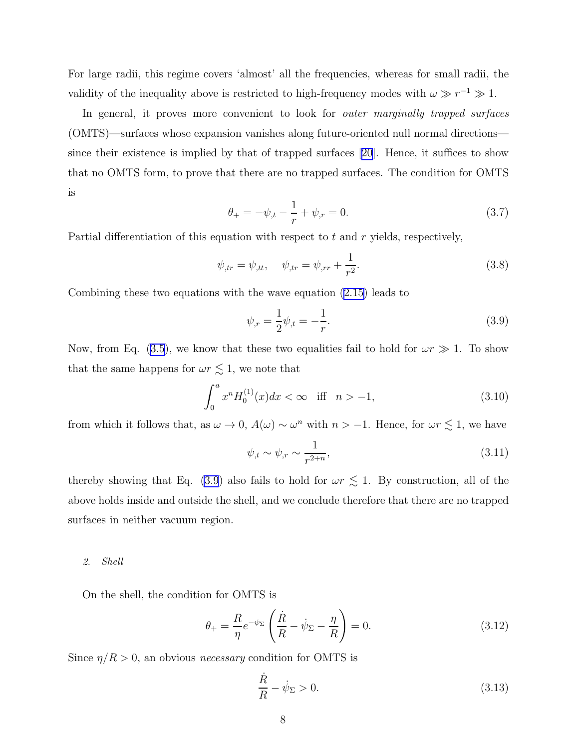For large radii, this regime covers 'almost' all the frequencies, whereas for small radii, the validity of the inequality above is restricted to high-frequency modes with $\omega \gg r^{-1} \gg 1$.

In general, it proves more convenient to look for *outer marginally trapped surfaces* (OMTS)—surfaces whose expansion vanishes along future-oriented null normal directions—since their existence is implied by that of trapped surfaces [20]. Hence, it suffices to show that no OMTS form, to prove that there are no trapped surfaces. The condition for OMTS is

$$\theta_+ = -\psi_{,t} - \frac{1}{r} + \psi_{,r} = 0. \tag{3.7}$$

Partial differentiation of this equation with respect to $t$ and $r$ yields, respectively,

$$\psi_{,tr} = \psi_{,tt}, \quad \psi_{,tr} = \psi_{,rr} + \frac{1}{r^2}. \tag{3.8}$$

Combining these two equations with the wave equation (2.15) leads to

$$\psi_{,r} = \frac{1}{2}\psi_{,t} = -\frac{1}{r}. \tag{3.9}$$

Now, from Eq. (3.5), we know that these two equalities fail to hold for $\omega r \gg 1$. To show that the same happens for $\omega r \lesssim 1$, we note that

$$\int_0^a x^n H_0^{(1)}(x)dx < \infty \quad \text{iff} \quad n > -1, \tag{3.10}$$

from which it follows that, as $\omega \to 0$, $A(\omega) \sim \omega^n$ with $n > -1$. Hence, for $\omega r \lesssim 1$, we have

$$\psi_{,t} \sim \psi_{,r} \sim \frac{1}{r^{2+n}}, \tag{3.11}$$

thereby showing that Eq. (3.9) also fails to hold for $\omega r \lesssim 1$. By construction, all of the above holds inside and outside the shell, and we conclude therefore that there are no trapped surfaces in neither vacuum region.

*2. Shell*

On the shell, the condition for OMTS is

$$\theta_+ = \frac{R}{\eta} e^{-\psi_\Sigma} \left( \frac{\dot{R}}{R} - \dot{\psi}_\Sigma - \frac{\eta}{R} \right) = 0. \tag{3.12}$$

Since $\eta/R > 0$, an obvious *necessary* condition for OMTS is

$$\frac{\dot{R}}{R} - \dot{\psi}_\Sigma > 0. \tag{3.13}$$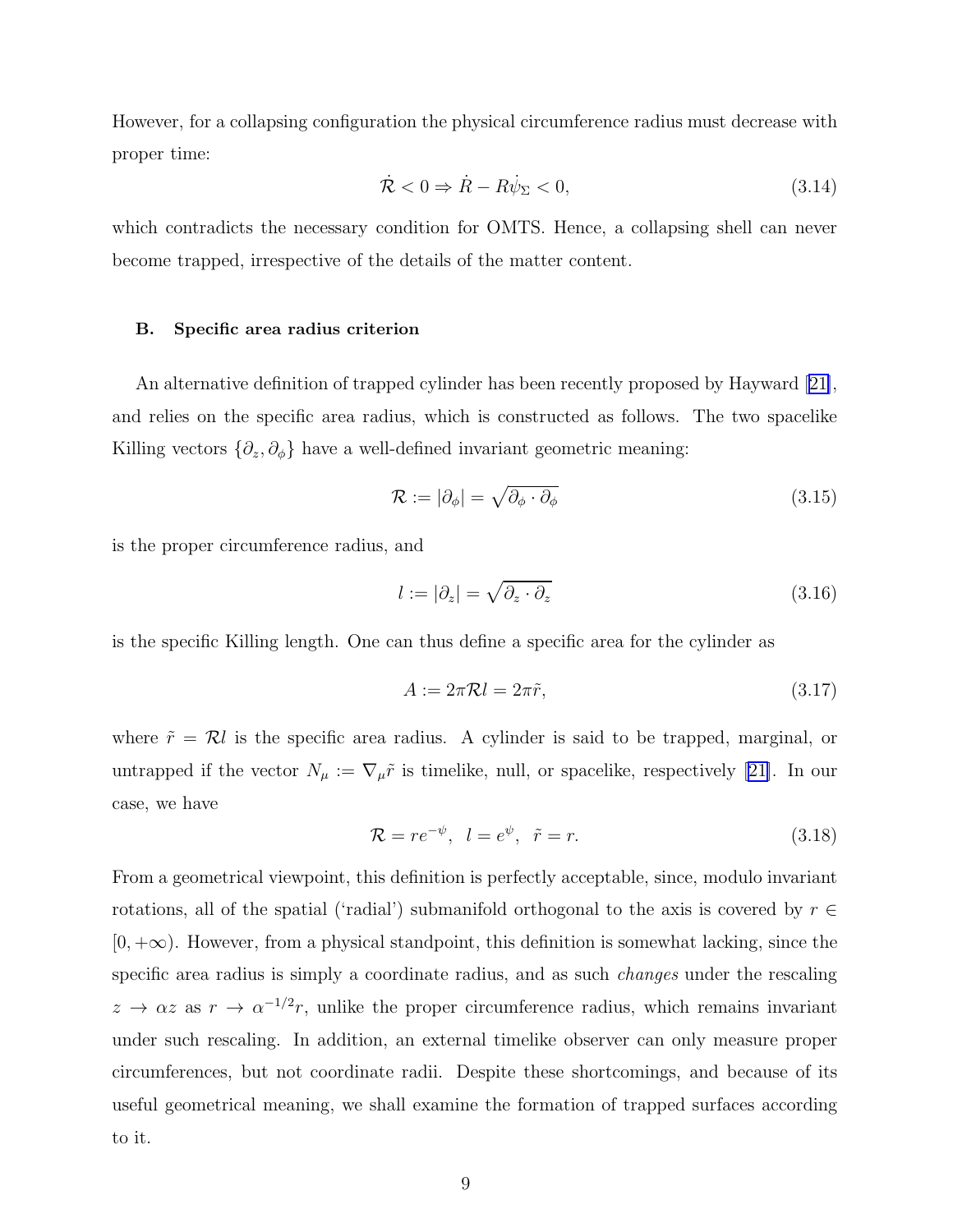However, for a collapsing configuration the physical circumference radius must decrease with proper time:

$$\dot{\mathcal{R}} < 0 \Rightarrow \dot{R} - R\dot{\psi}_\Sigma < 0, \tag{3.14}$$

which contradicts the necessary condition for OMTS. Hence, a collapsing shell can never become trapped, irrespective of the details of the matter content.

### B. Specific area radius criterion

An alternative definition of trapped cylinder has been recently proposed by Hayward [21], and relies on the specific area radius, which is constructed as follows. The two spacelike Killing vectors $\{\partial_z, \partial_\phi\}$ have a well-defined invariant geometric meaning:

$$\mathcal{R} := |\partial_\phi| = \sqrt{\partial_\phi \cdot \partial_\phi} \tag{3.15}$$

is the proper circumference radius, and

$$l := |\partial_z| = \sqrt{\partial_z \cdot \partial_z} \tag{3.16}$$

is the specific Killing length. One can thus define a specific area for the cylinder as

$$A := 2\pi \mathcal{R} l = 2\pi \tilde{r}, \tag{3.17}$$

where $\tilde{r} = \mathcal{R} l$ is the specific area radius. A cylinder is said to be trapped, marginal, or untrapped if the vector $N_\mu := \nabla_\mu \tilde{r}$ is timelike, null, or spacelike, respectively [21]. In our case, we have

$$\mathcal{R} = re^{-\psi}, \;\; l = e^{\psi}, \;\; \tilde{r} = r. \tag{3.18}$$

From a geometrical viewpoint, this definition is perfectly acceptable, since, modulo invariant rotations, all of the spatial ('radial') submanifold orthogonal to the axis is covered by $r \in [0, +\infty)$. However, from a physical standpoint, this definition is somewhat lacking, since the specific area radius is simply a coordinate radius, and as such *changes* under the rescaling $z \to \alpha z$ as $r \to \alpha^{-1/2} r$, unlike the proper circumference radius, which remains invariant under such rescaling. In addition, an external timelike observer can only measure proper circumferences, but not coordinate radii. Despite these shortcomings, and because of its useful geometrical meaning, we shall examine the formation of trapped surfaces according to it.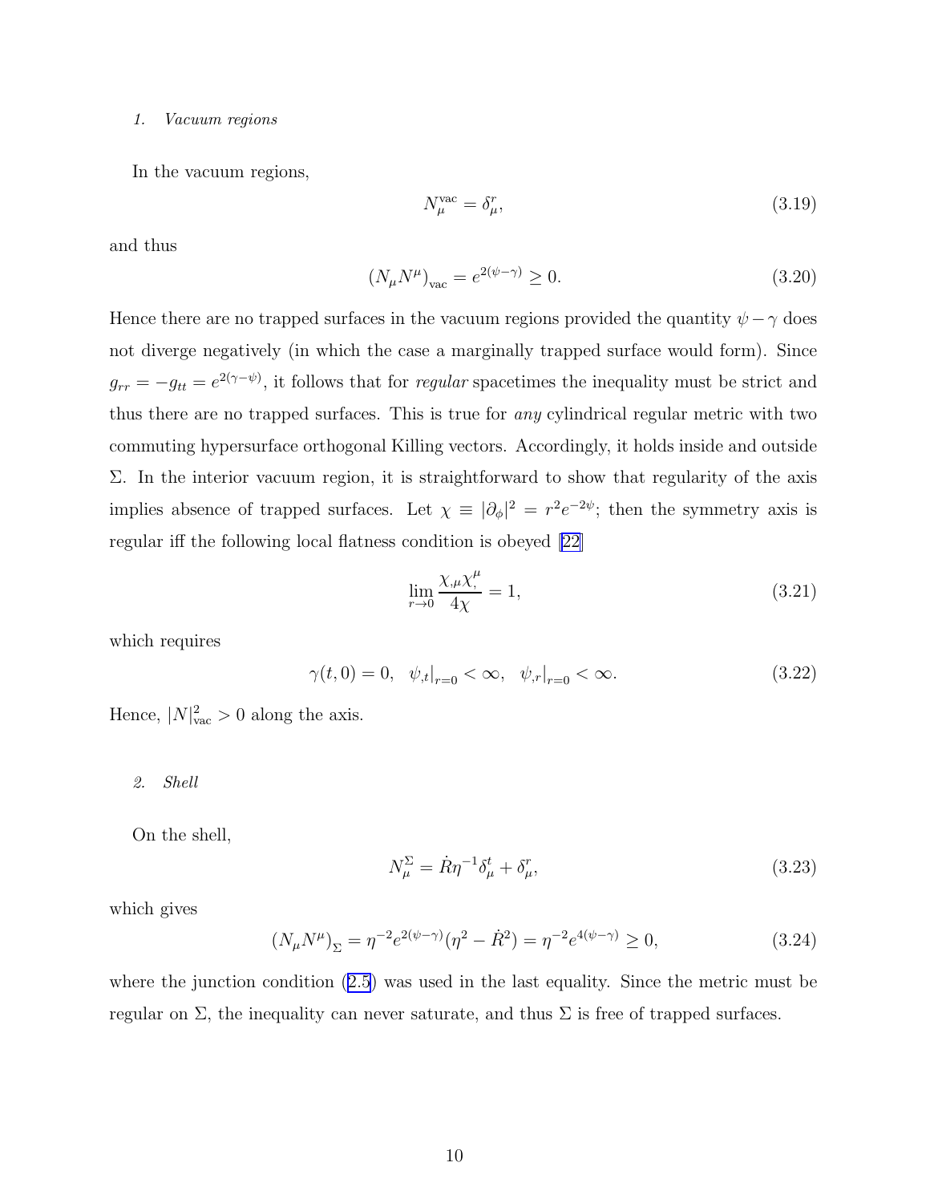### 1. Vacuum regions

In the vacuum regions,

$$N_\mu^{\text{vac}} = \delta_\mu^r, \tag{3.19}$$

and thus

$$(N_\mu N^\mu)_{\text{vac}} = e^{2(\psi-\gamma)} \geq 0. \tag{3.20}$$

Hence there are no trapped surfaces in the vacuum regions provided the quantity $\psi - \gamma$ does not diverge negatively (in which the case a marginally trapped surface would form). Since $g_{rr} = -g_{tt} = e^{2(\gamma-\psi)}$, it follows that for *regular* spacetimes the inequality must be strict and thus there are no trapped surfaces. This is true for *any* cylindrical regular metric with two commuting hypersurface orthogonal Killing vectors. Accordingly, it holds inside and outside $\Sigma$. In the interior vacuum region, it is straightforward to show that regularity of the axis implies absence of trapped surfaces. Let $\chi \equiv |\partial_\phi|^2 = r^2 e^{-2\psi}$; then the symmetry axis is regular iff the following local flatness condition is obeyed [22]

$$\lim_{r\to 0} \frac{\chi_{,\mu}\chi_{,}^{\mu}}{4\chi} = 1, \tag{3.21}$$

which requires

$$\gamma(t,0) = 0, \quad \psi_{,t}|_{r=0} < \infty, \quad \psi_{,r}|_{r=0} < \infty. \tag{3.22}$$

Hence, $|N|^2_{\text{vac}} > 0$ along the axis.

### 2. Shell

On the shell,

$$N_\mu^\Sigma = \dot{R}\eta^{-1}\delta_\mu^t + \delta_\mu^r, \tag{3.23}$$

which gives

$$(N_\mu N^\mu)_\Sigma = \eta^{-2} e^{2(\psi-\gamma)}(\eta^2 - \dot{R}^2) = \eta^{-2} e^{4(\psi-\gamma)} \geq 0, \tag{3.24}$$

where the junction condition (2.5) was used in the last equality. Since the metric must be regular on $\Sigma$, the inequality can never saturate, and thus $\Sigma$ is free of trapped surfaces.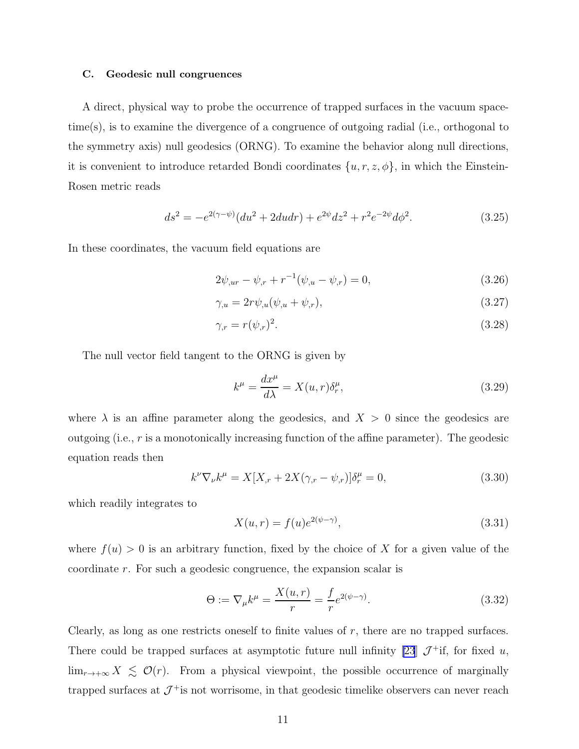### C. Geodesic null congruences

A direct, physical way to probe the occurrence of trapped surfaces in the vacuum spacetime(s), is to examine the divergence of a congruence of outgoing radial (i.e., orthogonal to the symmetry axis) null geodesics (ORNG). To examine the behavior along null directions, it is convenient to introduce retarded Bondi coordinates $\{u, r, z, \phi\}$, in which the Einstein-Rosen metric reads

$$ds^2 = -e^{2(\gamma-\psi)}(du^2 + 2dudr) + e^{2\psi}dz^2 + r^2 e^{-2\psi}d\phi^2. \tag{3.25}$$

In these coordinates, the vacuum field equations are

$$2\psi_{,ur} - \psi_{,r} + r^{-1}(\psi_{,u} - \psi_{,r}) = 0, \tag{3.26}$$

$$\gamma_{,u} = 2r\psi_{,u}(\psi_{,u} + \psi_{,r}), \tag{3.27}$$

$$\gamma_{,r} = r(\psi_{,r})^2. \tag{3.28}$$

The null vector field tangent to the ORNG is given by

$$k^\mu = \frac{dx^\mu}{d\lambda} = X(u, r)\delta^\mu_r, \tag{3.29}$$

where $\lambda$ is an affine parameter along the geodesics, and $X > 0$ since the geodesics are outgoing (i.e., $r$ is a monotonically increasing function of the affine parameter). The geodesic equation reads then

$$k^\nu \nabla_\nu k^\mu = X[X_{,r} + 2X(\gamma_{,r} - \psi_{,r})]\delta^\mu_r = 0, \tag{3.30}$$

which readily integrates to

$$X(u, r) = f(u)e^{2(\psi-\gamma)}, \tag{3.31}$$

where $f(u) > 0$ is an arbitrary function, fixed by the choice of $X$ for a given value of the coordinate $r$. For such a geodesic congruence, the expansion scalar is

$$\Theta := \nabla_\mu k^\mu = \frac{X(u, r)}{r} = \frac{f}{r}e^{2(\psi-\gamma)}. \tag{3.32}$$

Clearly, as long as one restricts oneself to finite values of $r$, there are no trapped surfaces. There could be trapped surfaces at asymptotic future null infinity [23] $\mathcal{J}^+$if, for fixed $u$, $\lim_{r\to+\infty} X \lesssim \mathcal{O}(r)$. From a physical viewpoint, the possible occurrence of marginally trapped surfaces at $\mathcal{J}^+$is not worrisome, in that geodesic timelike observers can never reach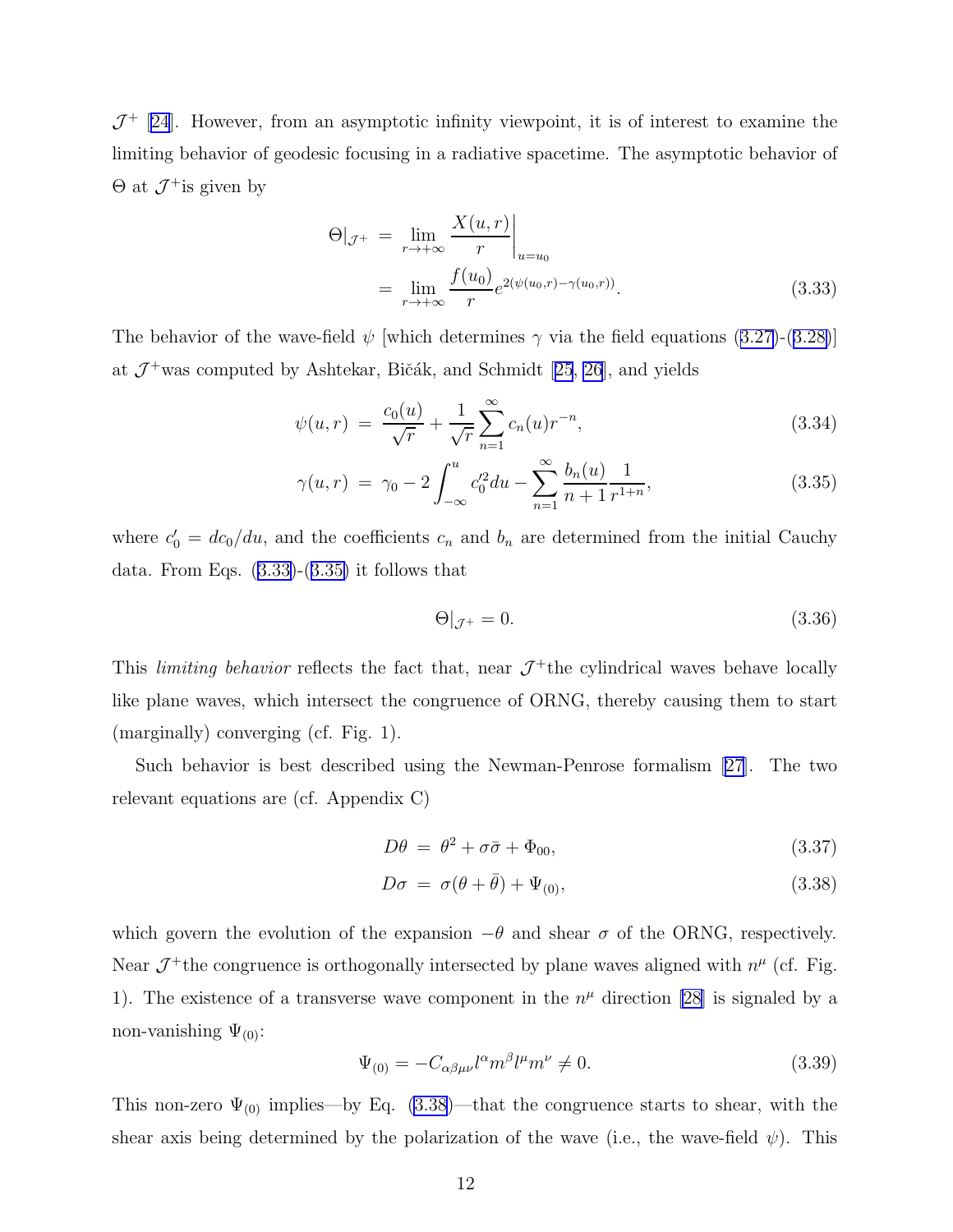$\mathcal{J}^+$ [24]. However, from an asymptotic infinity viewpoint, it is of interest to examine the limiting behavior of geodesic focusing in a radiative spacetime. The asymptotic behavior of $\Theta$ at $\mathcal{J}^+$is given by

$$
\begin{aligned}
\Theta|_{\mathcal{J}^+} &= \lim_{r\to+\infty} \left.\frac{X(u,r)}{r}\right|_{u=u_0} \\
&= \lim_{r\to+\infty} \frac{f(u_0)}{r} e^{2(\psi(u_0,r)-\gamma(u_0,r))}. \qquad (3.33)
\end{aligned}
$$

The behavior of the wave-field $\psi$ [which determines $\gamma$ via the field equations (3.27)-(3.28)] at $\mathcal{J}^+$was computed by Ashtekar, Bičák, and Schmidt [25, 26], and yields

$$
\psi(u,r) = \frac{c_0(u)}{\sqrt{r}} + \frac{1}{\sqrt{r}} \sum_{n=1}^{\infty} c_n(u) r^{-n}, \qquad (3.34)
$$

$$
\gamma(u,r) = \gamma_0 - 2\int_{-\infty}^{u} c_0'^2 du - \sum_{n=1}^{\infty} \frac{b_n(u)}{n+1} \frac{1}{r^{1+n}}, \qquad (3.35)
$$

where $c_0' = dc_0/du$, and the coefficients $c_n$ and $b_n$ are determined from the initial Cauchy data. From Eqs. (3.33)-(3.35) it follows that

$$
\Theta|_{\mathcal{J}^+} = 0. \qquad (3.36)
$$

This *limiting behavior* reflects the fact that, near $\mathcal{J}^+$the cylindrical waves behave locally like plane waves, which intersect the congruence of ORNG, thereby causing them to start (marginally) converging (cf. Fig. 1).

Such behavior is best described using the Newman-Penrose formalism [27]. The two relevant equations are (cf. Appendix C)

$$
D\theta = \theta^2 + \sigma\bar{\sigma} + \Phi_{00}, \qquad (3.37)
$$

$$
D\sigma = \sigma(\theta + \bar{\theta}) + \Psi_{(0)}, \qquad (3.38)
$$

which govern the evolution of the expansion $-\theta$ and shear $\sigma$ of the ORNG, respectively. Near $\mathcal{J}^+$the congruence is orthogonally intersected by plane waves aligned with $n^\mu$ (cf. Fig. 1). The existence of a transverse wave component in the $n^\mu$ direction [28] is signaled by a non-vanishing $\Psi_{(0)}$:

$$
\Psi_{(0)} = -C_{\alpha\beta\mu\nu} l^\alpha m^\beta l^\mu m^\nu \neq 0. \qquad (3.39)
$$

This non-zero $\Psi_{(0)}$ implies—by Eq. (3.38)—that the congruence starts to shear, with the shear axis being determined by the polarization of the wave (i.e., the wave-field $\psi$). This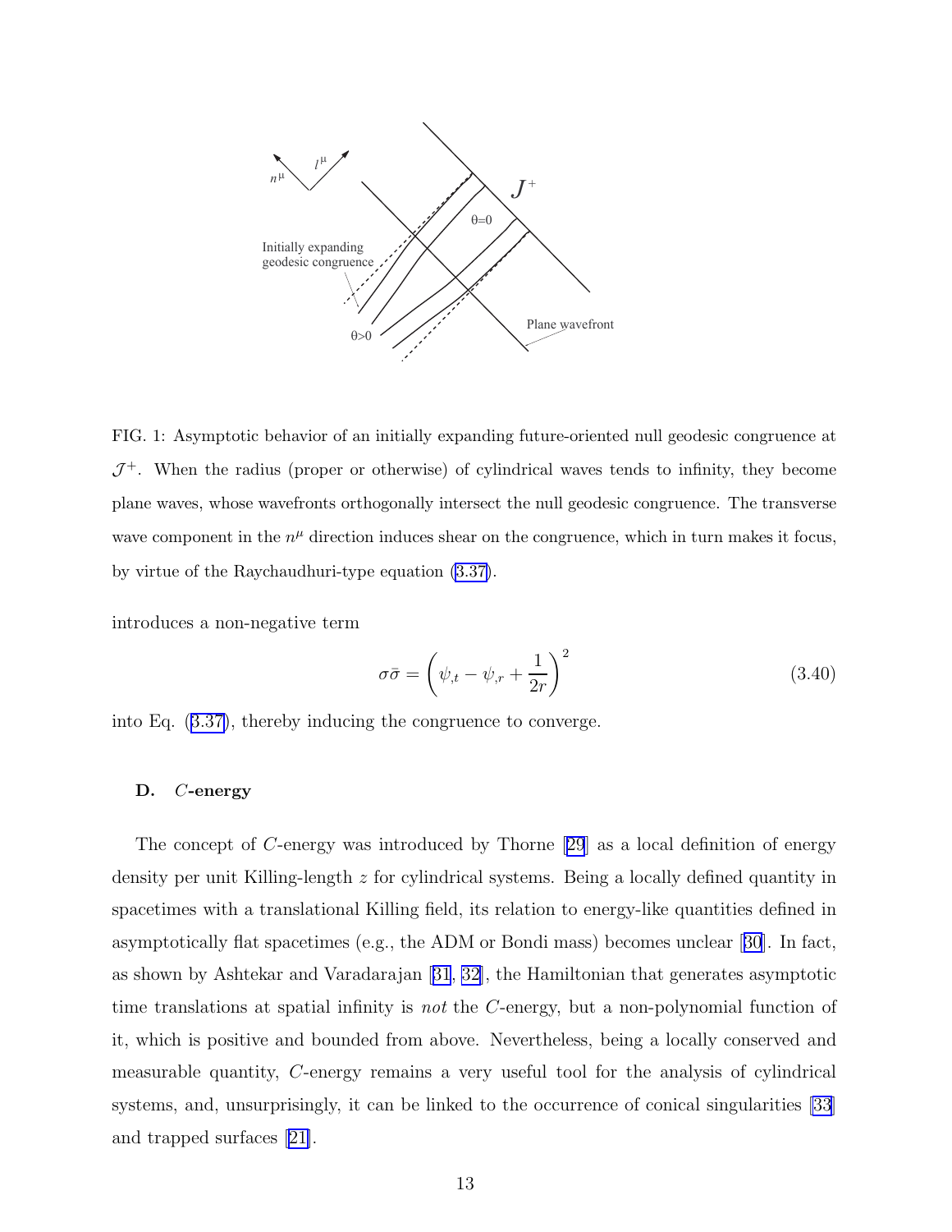FIG. 1: Asymptotic behavior of an initially expanding future-oriented null geodesic congruence at $\mathcal{J}^+$. When the radius (proper or otherwise) of cylindrical waves tends to infinity, they become plane waves, whose wavefronts orthogonally intersect the null geodesic congruence. The transverse wave component in the $n^\mu$ direction induces shear on the congruence, which in turn makes it focus, by virtue of the Raychaudhuri-type equation (3.37).

introduces a non-negative term

$$\sigma\bar{\sigma} = \left(\psi_{,t} - \psi_{,r} + \frac{1}{2r}\right)^2 \tag{3.40}$$

into Eq. (3.37), thereby inducing the congruence to converge.

### D. $C$-energy

The concept of $C$-energy was introduced by Thorne [29] as a local definition of energy density per unit Killing-length $z$ for cylindrical systems. Being a locally defined quantity in spacetimes with a translational Killing field, its relation to energy-like quantities defined in asymptotically flat spacetimes (e.g., the ADM or Bondi mass) becomes unclear [30]. In fact, as shown by Ashtekar and Varadarajan [31, 32], the Hamiltonian that generates asymptotic time translations at spatial infinity is *not* the $C$-energy, but a non-polynomial function of it, which is positive and bounded from above. Nevertheless, being a locally conserved and measurable quantity, $C$-energy remains a very useful tool for the analysis of cylindrical systems, and, unsurprisingly, it can be linked to the occurrence of conical singularities [33] and trapped surfaces [21].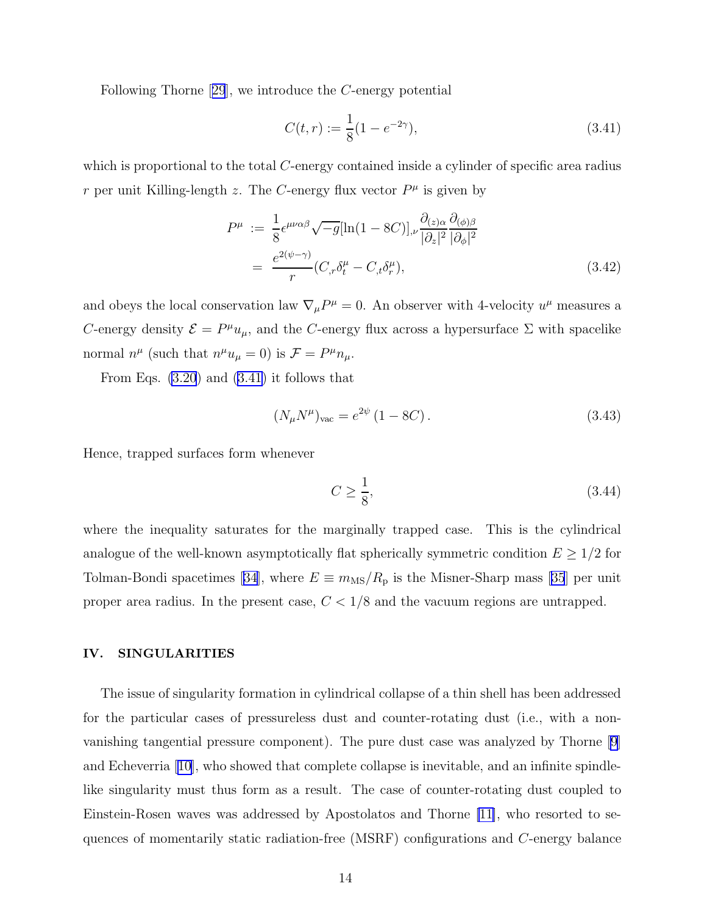Following Thorne [29], we introduce the $C$-energy potential

$$C(t,r) := \frac{1}{8}(1 - e^{-2\gamma}), \tag{3.41}$$

which is proportional to the total $C$-energy contained inside a cylinder of specific area radius $r$ per unit Killing-length $z$. The $C$-energy flux vector $P^\mu$ is given by

$$\begin{aligned} P^\mu &:= \frac{1}{8}\epsilon^{\mu\nu\alpha\beta}\sqrt{-g}[\ln(1-8C)]_{,\nu}\frac{\partial_{(z)\alpha}}{|\partial_z|^2}\frac{\partial_{(\phi)\beta}}{|\partial_\phi|^2} \\ &= \frac{e^{2(\psi-\gamma)}}{r}(C_{,r}\delta^\mu_t - C_{,t}\delta^\mu_r), \end{aligned} \tag{3.42}$$

and obeys the local conservation law $\nabla_\mu P^\mu = 0$. An observer with 4-velocity $u^\mu$ measures a $C$-energy density $\mathcal{E} = P^\mu u_\mu$, and the $C$-energy flux across a hypersurface $\Sigma$ with spacelike normal $n^\mu$ (such that $n^\mu u_\mu = 0$) is $\mathcal{F} = P^\mu n_\mu$.

From Eqs. (3.20) and (3.41) it follows that

$$(N_\mu N^\mu)_{\text{vac}} = e^{2\psi}(1 - 8C). \tag{3.43}$$

Hence, trapped surfaces form whenever

$$C \geq \frac{1}{8}, \tag{3.44}$$

where the inequality saturates for the marginally trapped case. This is the cylindrical analogue of the well-known asymptotically flat spherically symmetric condition $E \geq 1/2$ for Tolman-Bondi spacetimes [34], where $E \equiv m_{\text{MS}}/R_{\text{p}}$ is the Misner-Sharp mass [35] per unit proper area radius. In the present case, $C < 1/8$ and the vacuum regions are untrapped.

## IV. SINGULARITIES

The issue of singularity formation in cylindrical collapse of a thin shell has been addressed for the particular cases of pressureless dust and counter-rotating dust (i.e., with a non-vanishing tangential pressure component). The pure dust case was analyzed by Thorne [9] and Echeverria [10], who showed that complete collapse is inevitable, and an infinite spindle-like singularity must thus form as a result. The case of counter-rotating dust coupled to Einstein-Rosen waves was addressed by Apostolatos and Thorne [11], who resorted to sequences of momentarily static radiation-free (MSRF) configurations and $C$-energy balance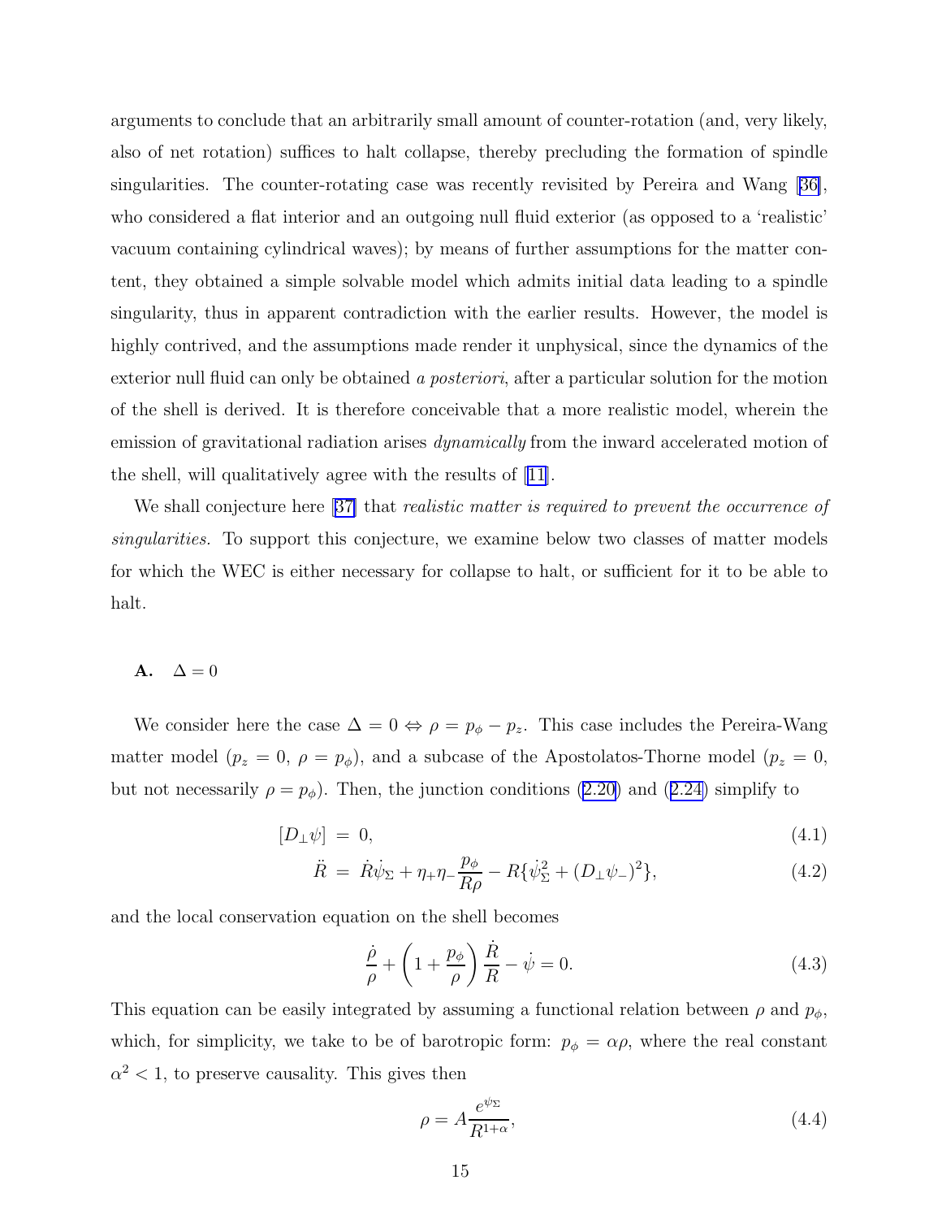arguments to conclude that an arbitrarily small amount of counter-rotation (and, very likely, also of net rotation) suffices to halt collapse, thereby precluding the formation of spindle singularities. The counter-rotating case was recently revisited by Pereira and Wang [36], who considered a flat interior and an outgoing null fluid exterior (as opposed to a 'realistic' vacuum containing cylindrical waves); by means of further assumptions for the matter content, they obtained a simple solvable model which admits initial data leading to a spindle singularity, thus in apparent contradiction with the earlier results. However, the model is highly contrived, and the assumptions made render it unphysical, since the dynamics of the exterior null fluid can only be obtained *a posteriori*, after a particular solution for the motion of the shell is derived. It is therefore conceivable that a more realistic model, wherein the emission of gravitational radiation arises *dynamically* from the inward accelerated motion of the shell, will qualitatively agree with the results of [11].

We shall conjecture here [37] that *realistic matter is required to prevent the occurrence of singularities.* To support this conjecture, we examine below two classes of matter models for which the WEC is either necessary for collapse to halt, or sufficient for it to be able to halt.

### A. $\Delta = 0$

We consider here the case $\Delta = 0 \Leftrightarrow \rho = p_\phi - p_z$. This case includes the Pereira-Wang matter model ($p_z = 0$, $\rho = p_\phi$), and a subcase of the Apostolatos-Thorne model ($p_z = 0$, but not necessarily $\rho = p_\phi$). Then, the junction conditions (2.20) and (2.24) simplify to

$$[D_\perp \psi] = 0, \tag{4.1}$$

$$\ddot{R} = \dot{R}\dot{\psi}_\Sigma + \eta_+\eta_- \frac{p_\phi}{R\rho} - R\{\dot{\psi}_\Sigma^2 + (D_\perp \psi_-)^2\}, \tag{4.2}$$

and the local conservation equation on the shell becomes

$$\frac{\dot{\rho}}{\rho} + \left(1 + \frac{p_\phi}{\rho}\right)\frac{\dot{R}}{R} - \dot{\psi} = 0. \tag{4.3}$$

This equation can be easily integrated by assuming a functional relation between $\rho$ and $p_\phi$, which, for simplicity, we take to be of barotropic form: $p_\phi = \alpha\rho$, where the real constant $\alpha^2 < 1$, to preserve causality. This gives then

$$\rho = A\frac{e^{\psi_\Sigma}}{R^{1+\alpha}}, \tag{4.4}$$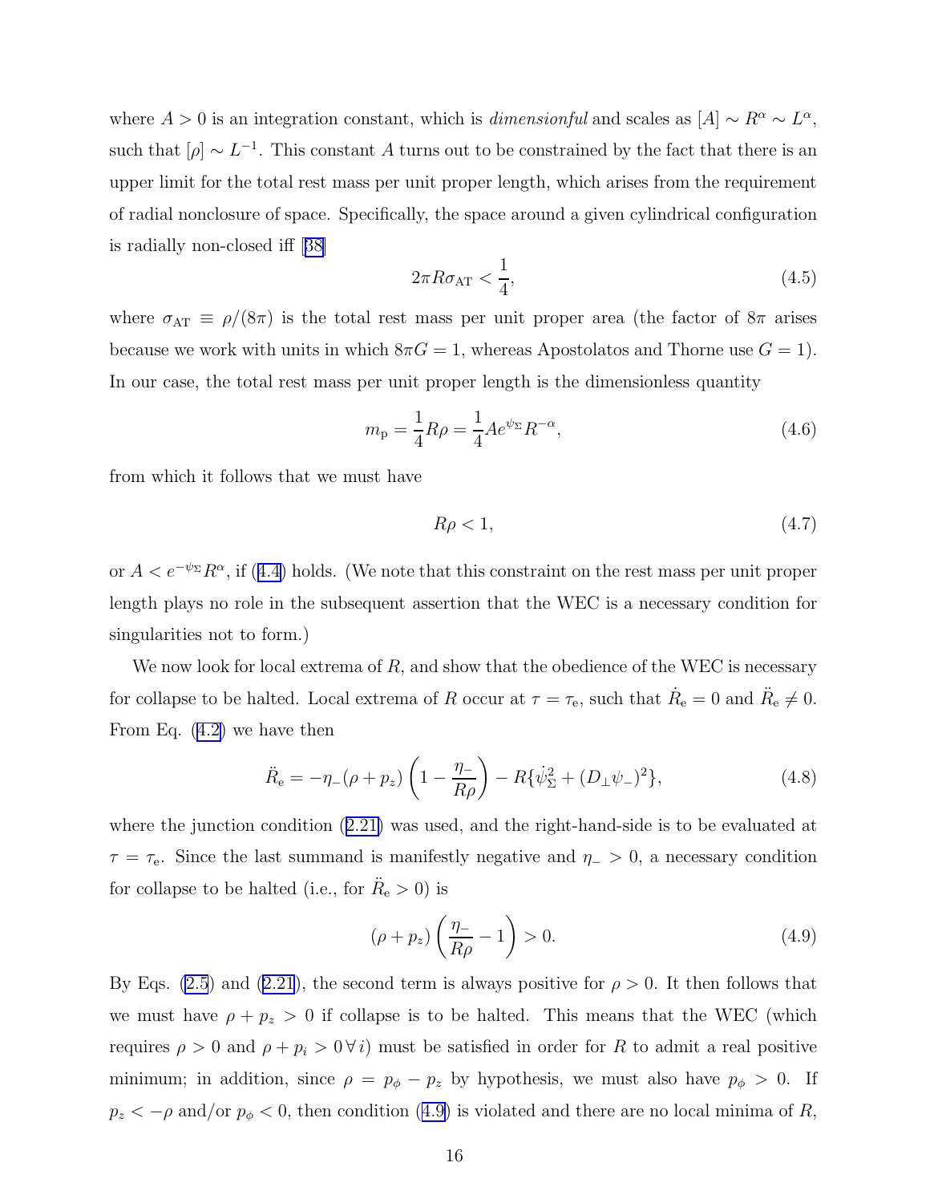where $A > 0$ is an integration constant, which is *dimensionful* and scales as $[A] \sim R^\alpha \sim L^\alpha$, such that $[\rho] \sim L^{-1}$. This constant $A$ turns out to be constrained by the fact that there is an upper limit for the total rest mass per unit proper length, which arises from the requirement of radial nonclosure of space. Specifically, the space around a given cylindrical configuration is radially non-closed iff [38]

$$2\pi R \sigma_{\rm AT} < \frac{1}{4}, \tag{4.5}$$

where $\sigma_{\rm AT} \equiv \rho/(8\pi)$ is the total rest mass per unit proper area (the factor of $8\pi$ arises because we work with units in which $8\pi G = 1$, whereas Apostolatos and Thorne use $G = 1$). In our case, the total rest mass per unit proper length is the dimensionless quantity

$$m_{\rm p} = \frac{1}{4} R\rho = \frac{1}{4} A e^{\psi_\Sigma} R^{-\alpha}, \tag{4.6}$$

from which it follows that we must have

$$R\rho < 1, \tag{4.7}$$

or $A < e^{-\psi_\Sigma} R^\alpha$, if (4.4) holds. (We note that this constraint on the rest mass per unit proper length plays no role in the subsequent assertion that the WEC is a necessary condition for singularities not to form.)

We now look for local extrema of $R$, and show that the obedience of the WEC is necessary for collapse to be halted. Local extrema of $R$ occur at $\tau = \tau_{\rm e}$, such that $\dot{R}_{\rm e} = 0$ and $\ddot{R}_{\rm e} \neq 0$. From Eq. (4.2) we have then

$$\ddot{R}_{\rm e} = -\eta_-(\rho + p_z)\left(1 - \frac{\eta_-}{R\rho}\right) - R\{\dot{\psi}_\Sigma^2 + (D_\perp \psi_-)^2\}, \tag{4.8}$$

where the junction condition (2.21) was used, and the right-hand-side is to be evaluated at $\tau = \tau_{\rm e}$. Since the last summand is manifestly negative and $\eta_- > 0$, a necessary condition for collapse to be halted (i.e., for $\ddot{R}_{\rm e} > 0$) is

$$(\rho + p_z)\left(\frac{\eta_-}{R\rho} - 1\right) > 0. \tag{4.9}$$

By Eqs. (2.5) and (2.21), the second term is always positive for $\rho > 0$. It then follows that we must have $\rho + p_z > 0$ if collapse is to be halted. This means that the WEC (which requires $\rho > 0$ and $\rho + p_i > 0 \, \forall \, i$) must be satisfied in order for $R$ to admit a real positive minimum; in addition, since $\rho = p_\phi - p_z$ by hypothesis, we must also have $p_\phi > 0$. If $p_z < -\rho$ and/or $p_\phi < 0$, then condition (4.9) is violated and there are no local minima of $R$,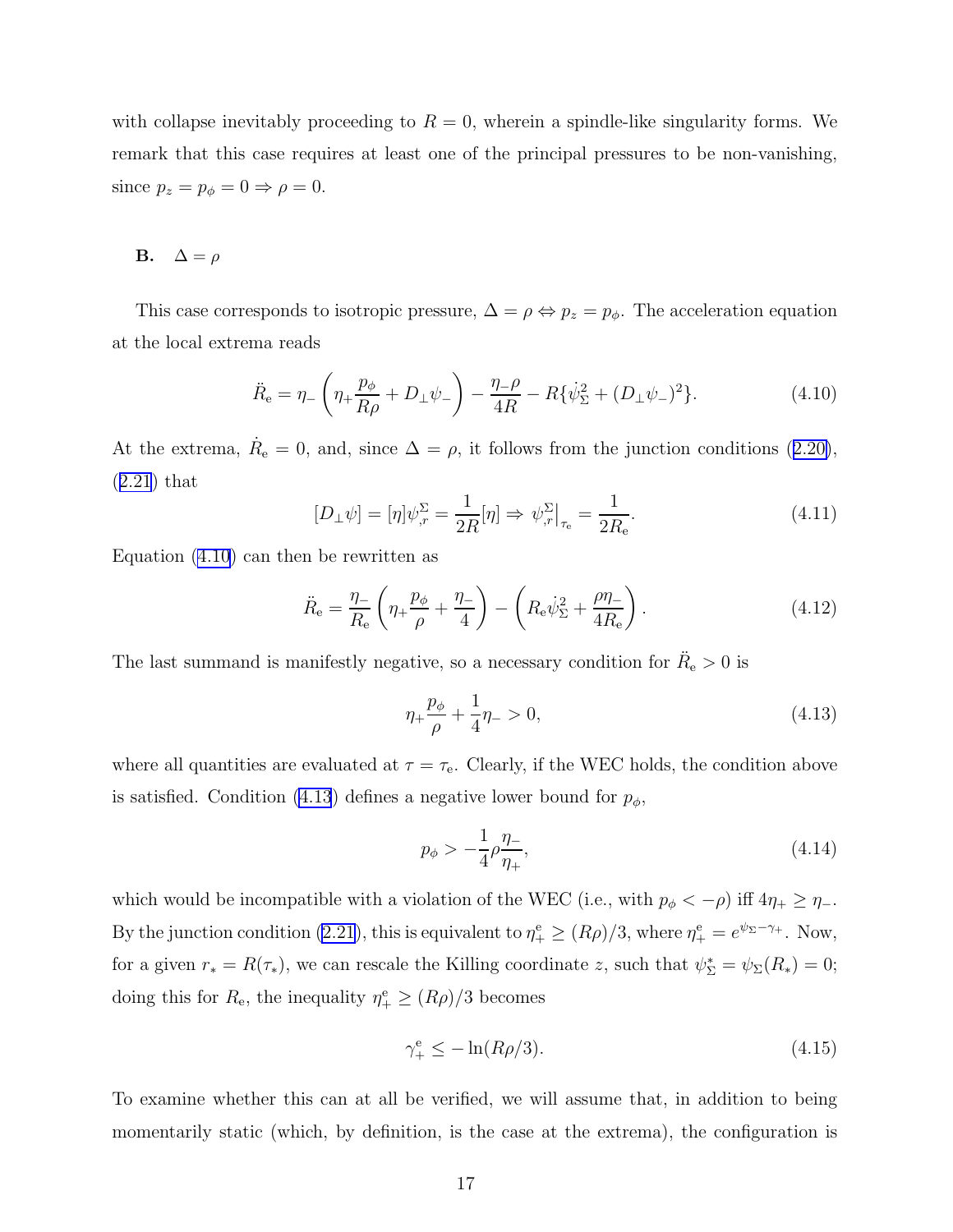with collapse inevitably proceeding to $R = 0$, wherein a spindle-like singularity forms. We remark that this case requires at least one of the principal pressures to be non-vanishing, since $p_z = p_\phi = 0 \Rightarrow \rho = 0$.

### B. $\Delta = \rho$

This case corresponds to isotropic pressure, $\Delta = \rho \Leftrightarrow p_z = p_\phi$. The acceleration equation at the local extrema reads

$$\ddot{R}_{\rm e} = \eta_- \left( \eta_+ \frac{p_\phi}{R\rho} + D_\perp \psi_- \right) - \frac{\eta_- \rho}{4R} - R\{\dot{\psi}_\Sigma^2 + (D_\perp \psi_-)^2\}. \tag{4.10}$$

At the extrema, $\dot{R}_{\rm e} = 0$, and, since $\Delta = \rho$, it follows from the junction conditions (2.20), (2.21) that

$$[D_\perp \psi] = [\eta]\psi^\Sigma_{,r} = \frac{1}{2R}[\eta] \Rightarrow \psi^\Sigma_{,r}\Big|_{\tau_{\rm e}} = \frac{1}{2R_{\rm e}}. \tag{4.11}$$

Equation (4.10) can then be rewritten as

$$\ddot{R}_{\rm e} = \frac{\eta_-}{R_{\rm e}} \left( \eta_+ \frac{p_\phi}{\rho} + \frac{\eta_-}{4} \right) - \left( R_{\rm e} \dot{\psi}_\Sigma^2 + \frac{\rho \eta_-}{4R_{\rm e}} \right). \tag{4.12}$$

The last summand is manifestly negative, so a necessary condition for $\ddot{R}_{\rm e} > 0$ is

$$\eta_+ \frac{p_\phi}{\rho} + \frac{1}{4}\eta_- > 0, \tag{4.13}$$

where all quantities are evaluated at $\tau = \tau_{\rm e}$. Clearly, if the WEC holds, the condition above is satisfied. Condition (4.13) defines a negative lower bound for $p_\phi$,

$$p_\phi > -\frac{1}{4}\rho \frac{\eta_-}{\eta_+}, \tag{4.14}$$

which would be incompatible with a violation of the WEC (i.e., with $p_\phi < -\rho$) iff $4\eta_+ \geq \eta_-$. By the junction condition (2.21), this is equivalent to $\eta_+^{\rm e} \geq (R\rho)/3$, where $\eta_+^{\rm e} = e^{\psi_\Sigma - \gamma_+}$. Now, for a given $r_* = R(\tau_*)$, we can rescale the Killing coordinate $z$, such that $\psi_\Sigma^* = \psi_\Sigma(R_*) = 0$; doing this for $R_{\rm e}$, the inequality $\eta_+^{\rm e} \geq (R\rho)/3$ becomes

$$\gamma_+^{\rm e} \leq -\ln(R\rho/3). \tag{4.15}$$

To examine whether this can at all be verified, we will assume that, in addition to being momentarily static (which, by definition, is the case at the extrema), the configuration is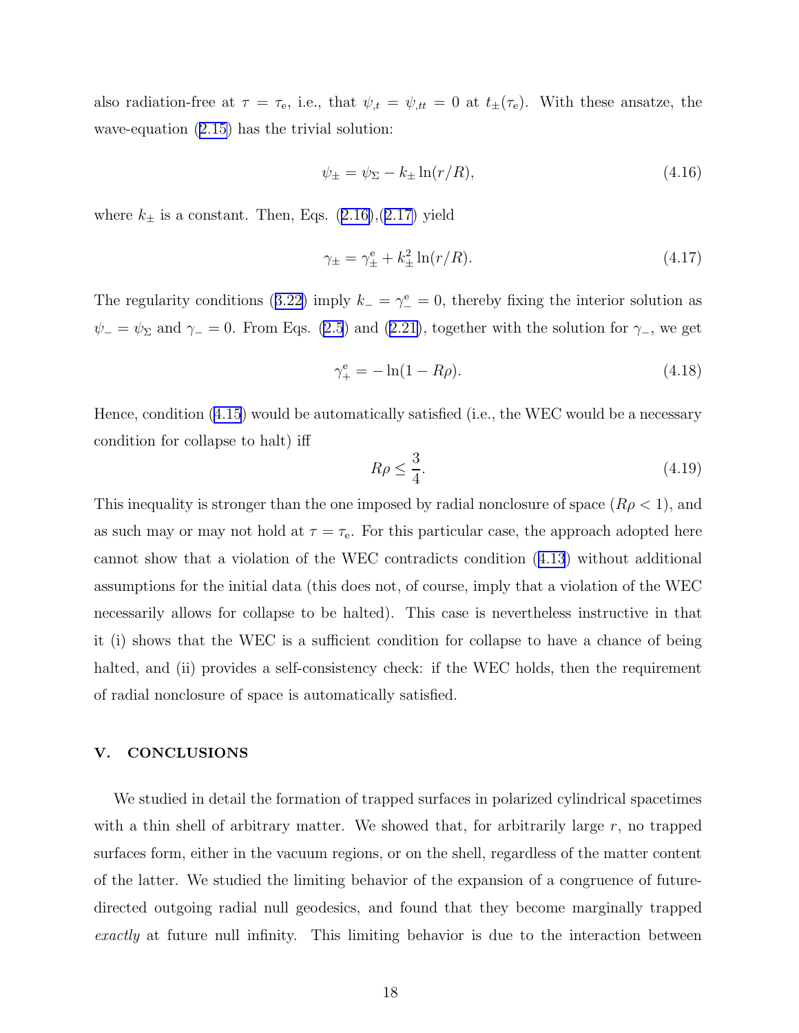also radiation-free at $\tau = \tau_e$, i.e., that $\psi_{,t} = \psi_{,tt} = 0$ at $t_\pm(\tau_e)$. With these ansatze, the wave-equation (2.15) has the trivial solution:

$$\psi_\pm = \psi_\Sigma - k_\pm \ln(r/R), \tag{4.16}$$

where $k_\pm$ is a constant. Then, Eqs. (2.16),(2.17) yield

$$\gamma_\pm = \gamma^{\rm e}_\pm + k^2_\pm \ln(r/R). \tag{4.17}$$

The regularity conditions (3.22) imply $k_- = \gamma^{\rm e}_- = 0$, thereby fixing the interior solution as $\psi_- = \psi_\Sigma$ and $\gamma_- = 0$. From Eqs. (2.5) and (2.21), together with the solution for $\gamma_-$, we get

$$\gamma^{\rm e}_+ = -\ln(1 - R\rho). \tag{4.18}$$

Hence, condition (4.15) would be automatically satisfied (i.e., the WEC would be a necessary condition for collapse to halt) iff

$$R\rho \leq \frac{3}{4}. \tag{4.19}$$

This inequality is stronger than the one imposed by radial nonclosure of space ($R\rho < 1$), and as such may or may not hold at $\tau = \tau_e$. For this particular case, the approach adopted here cannot show that a violation of the WEC contradicts condition (4.13) without additional assumptions for the initial data (this does not, of course, imply that a violation of the WEC necessarily allows for collapse to be halted). This case is nevertheless instructive in that it (i) shows that the WEC is a sufficient condition for collapse to have a chance of being halted, and (ii) provides a self-consistency check: if the WEC holds, then the requirement of radial nonclosure of space is automatically satisfied.

## V. CONCLUSIONS

We studied in detail the formation of trapped surfaces in polarized cylindrical spacetimes with a thin shell of arbitrary matter. We showed that, for arbitrarily large $r$, no trapped surfaces form, either in the vacuum regions, or on the shell, regardless of the matter content of the latter. We studied the limiting behavior of the expansion of a congruence of future-directed outgoing radial null geodesics, and found that they become marginally trapped *exactly* at future null infinity. This limiting behavior is due to the interaction between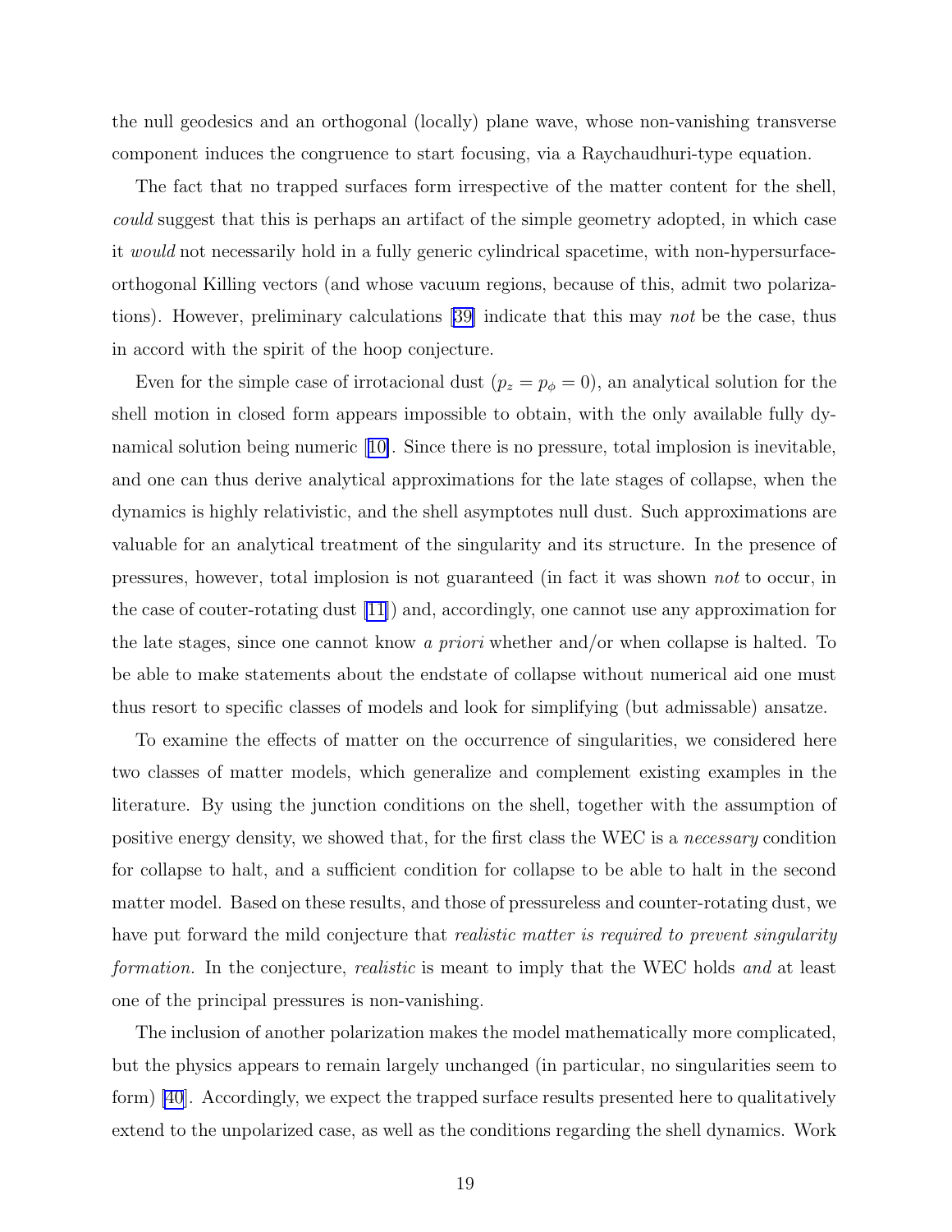the null geodesics and an orthogonal (locally) plane wave, whose non-vanishing transverse component induces the congruence to start focusing, via a Raychaudhuri-type equation.

The fact that no trapped surfaces form irrespective of the matter content for the shell, *could* suggest that this is perhaps an artifact of the simple geometry adopted, in which case it *would* not necessarily hold in a fully generic cylindrical spacetime, with non-hypersurface-orthogonal Killing vectors (and whose vacuum regions, because of this, admit two polarizations). However, preliminary calculations [39] indicate that this may *not* be the case, thus in accord with the spirit of the hoop conjecture.

Even for the simple case of irrotacional dust ($p_z = p_\phi = 0$), an analytical solution for the shell motion in closed form appears impossible to obtain, with the only available fully dynamical solution being numeric [10]. Since there is no pressure, total implosion is inevitable, and one can thus derive analytical approximations for the late stages of collapse, when the dynamics is highly relativistic, and the shell asymptotes null dust. Such approximations are valuable for an analytical treatment of the singularity and its structure. In the presence of pressures, however, total implosion is not guaranteed (in fact it was shown *not* to occur, in the case of couter-rotating dust [11]) and, accordingly, one cannot use any approximation for the late stages, since one cannot know *a priori* whether and/or when collapse is halted. To be able to make statements about the endstate of collapse without numerical aid one must thus resort to specific classes of models and look for simplifying (but admissable) ansatze.

To examine the effects of matter on the occurrence of singularities, we considered here two classes of matter models, which generalize and complement existing examples in the literature. By using the junction conditions on the shell, together with the assumption of positive energy density, we showed that, for the first class the WEC is a *necessary* condition for collapse to halt, and a sufficient condition for collapse to be able to halt in the second matter model. Based on these results, and those of pressureless and counter-rotating dust, we have put forward the mild conjecture that *realistic matter is required to prevent singularity formation.* In the conjecture, *realistic* is meant to imply that the WEC holds *and* at least one of the principal pressures is non-vanishing.

The inclusion of another polarization makes the model mathematically more complicated, but the physics appears to remain largely unchanged (in particular, no singularities seem to form) [40]. Accordingly, we expect the trapped surface results presented here to qualitatively extend to the unpolarized case, as well as the conditions regarding the shell dynamics. Work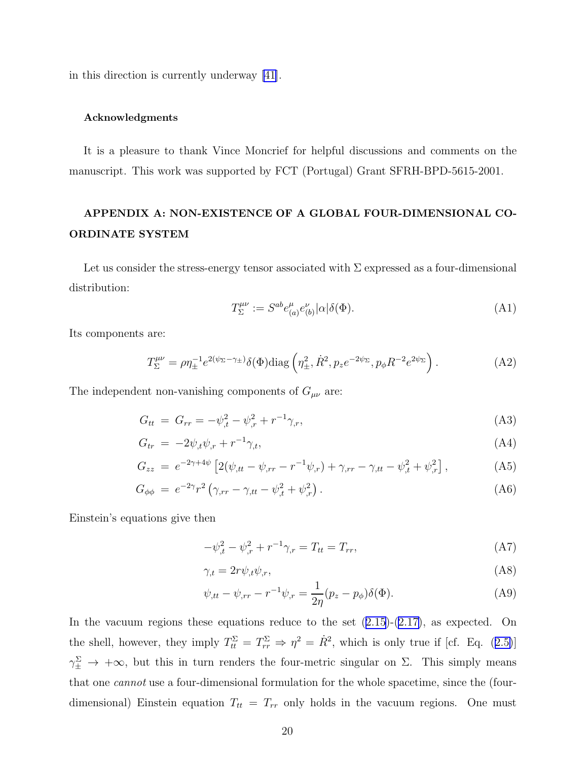in this direction is currently underway [41].

### Acknowledgments

It is a pleasure to thank Vince Moncrief for helpful discussions and comments on the manuscript. This work was supported by FCT (Portugal) Grant SFRH-BPD-5615-2001.

## APPENDIX A: NON-EXISTENCE OF A GLOBAL FOUR-DIMENSIONAL COORDINATE SYSTEM

Let us consider the stress-energy tensor associated with $\Sigma$ expressed as a four-dimensional distribution:

$$T^{\mu\nu}_{\Sigma} := S^{ab} e^{\mu}_{(a)} e^{\nu}_{(b)} |\alpha| \delta(\Phi). \tag{A1}$$

Its components are:

$$T^{\mu\nu}_{\Sigma} = \rho \eta_{\pm}^{-1} e^{2(\psi_{\Sigma} - \gamma_{\pm})} \delta(\Phi) \mathrm{diag}\left(\eta_{\pm}^2, \dot{R}^2, p_z e^{-2\psi_{\Sigma}}, p_{\phi} R^{-2} e^{2\psi_{\Sigma}}\right). \tag{A2}$$

The independent non-vanishing components of $G_{\mu\nu}$ are:

$$G_{tt} = G_{rr} = -\psi_{,t}^2 - \psi_{,r}^2 + r^{-1}\gamma_{,r}, \tag{A3}$$

$$G_{tr} = -2\psi_{,t}\psi_{,r} + r^{-1}\gamma_{,t}, \tag{A4}$$

$$G_{zz} = e^{-2\gamma+4\psi}\left[2(\psi_{,tt} - \psi_{,rr} - r^{-1}\psi_{,r}) + \gamma_{,rr} - \gamma_{,tt} - \psi_{,t}^2 + \psi_{,r}^2\right], \tag{A5}$$

$$G_{\phi\phi} = e^{-2\gamma} r^2 \left(\gamma_{,rr} - \gamma_{,tt} - \psi_{,t}^2 + \psi_{,r}^2\right). \tag{A6}$$

Einstein's equations give then

$$-\psi_{,t}^2 - \psi_{,r}^2 + r^{-1}\gamma_{,r} = T_{tt} = T_{rr}, \tag{A7}$$

$$\gamma_{,t} = 2r\psi_{,t}\psi_{,r}, \tag{A8}$$

$$\psi_{,tt} - \psi_{,rr} - r^{-1}\psi_{,r} = \frac{1}{2\eta}(p_z - p_{\phi})\delta(\Phi). \tag{A9}$$

In the vacuum regions these equations reduce to the set (2.15)-(2.17), as expected. On the shell, however, they imply $T^{\Sigma}_{tt} = T^{\Sigma}_{rr} \Rightarrow \eta^2 = \dot{R}^2$, which is only true if [cf. Eq. (2.5)] $\gamma^{\Sigma}_{\pm} \to +\infty$, but this in turn renders the four-metric singular on $\Sigma$. This simply means that one *cannot* use a four-dimensional formulation for the whole spacetime, since the (four-dimensional) Einstein equation $T_{tt} = T_{rr}$ only holds in the vacuum regions. One must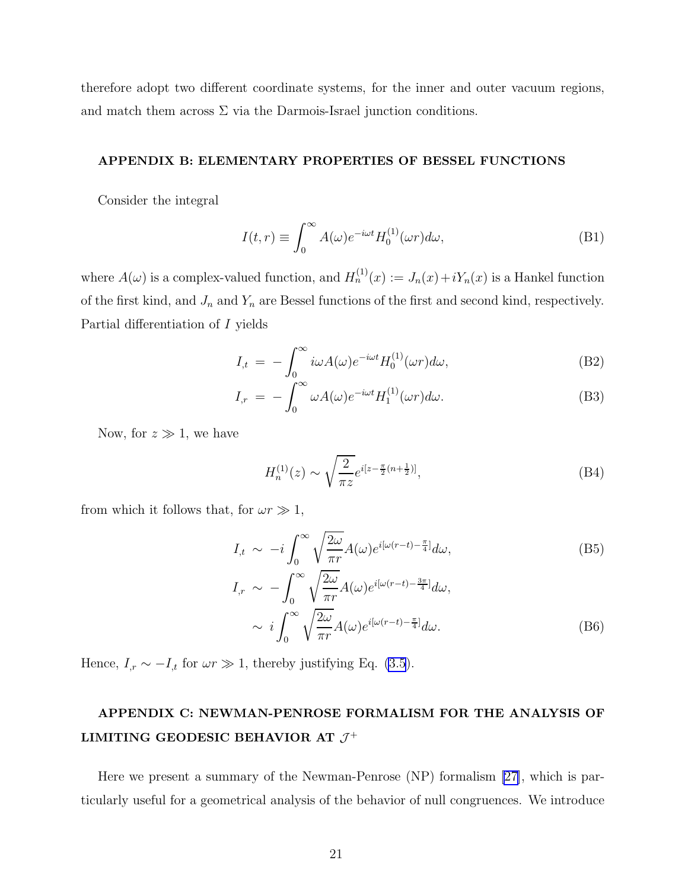therefore adopt two different coordinate systems, for the inner and outer vacuum regions, and match them across $\Sigma$ via the Darmois-Israel junction conditions.

## APPENDIX B: ELEMENTARY PROPERTIES OF BESSEL FUNCTIONS

Consider the integral

$$I(t,r) \equiv \int_0^\infty A(\omega) e^{-i\omega t} H_0^{(1)}(\omega r) d\omega, \tag{B1}$$

where $A(\omega)$ is a complex-valued function, and $H_n^{(1)}(x) := J_n(x) + iY_n(x)$ is a Hankel function of the first kind, and $J_n$ and $Y_n$ are Bessel functions of the first and second kind, respectively. Partial differentiation of $I$ yields

$$I_{,t} = -\int_0^\infty i\omega A(\omega) e^{-i\omega t} H_0^{(1)}(\omega r) d\omega, \tag{B2}$$

$$I_{,r} = -\int_0^\infty \omega A(\omega) e^{-i\omega t} H_1^{(1)}(\omega r) d\omega. \tag{B3}$$

Now, for $z \gg 1$, we have

$$H_n^{(1)}(z) \sim \sqrt{\frac{2}{\pi z}} e^{i[z - \frac{\pi}{2}(n+\frac{1}{2})]}, \tag{B4}$$

from which it follows that, for $\omega r \gg 1$,

$$I_{,t} \sim -i \int_0^\infty \sqrt{\frac{2\omega}{\pi r}} A(\omega) e^{i[\omega(r-t) - \frac{\pi}{4}]} d\omega, \tag{B5}$$

$$\begin{aligned} I_{,r} &\sim -\int_0^\infty \sqrt{\frac{2\omega}{\pi r}} A(\omega) e^{i[\omega(r-t) - \frac{3\pi}{4}]} d\omega, \\ &\sim i \int_0^\infty \sqrt{\frac{2\omega}{\pi r}} A(\omega) e^{i[\omega(r-t) - \frac{\pi}{4}]} d\omega. \end{aligned} \tag{B6}$$

Hence, $I_{,r} \sim -I_{,t}$ for $\omega r \gg 1$, thereby justifying Eq. (3.5).

## APPENDIX C: NEWMAN-PENROSE FORMALISM FOR THE ANALYSIS OF LIMITING GEODESIC BEHAVIOR AT $\mathcal{J}^+$

Here we present a summary of the Newman-Penrose (NP) formalism [27], which is particularly useful for a geometrical analysis of the behavior of null congruences. We introduce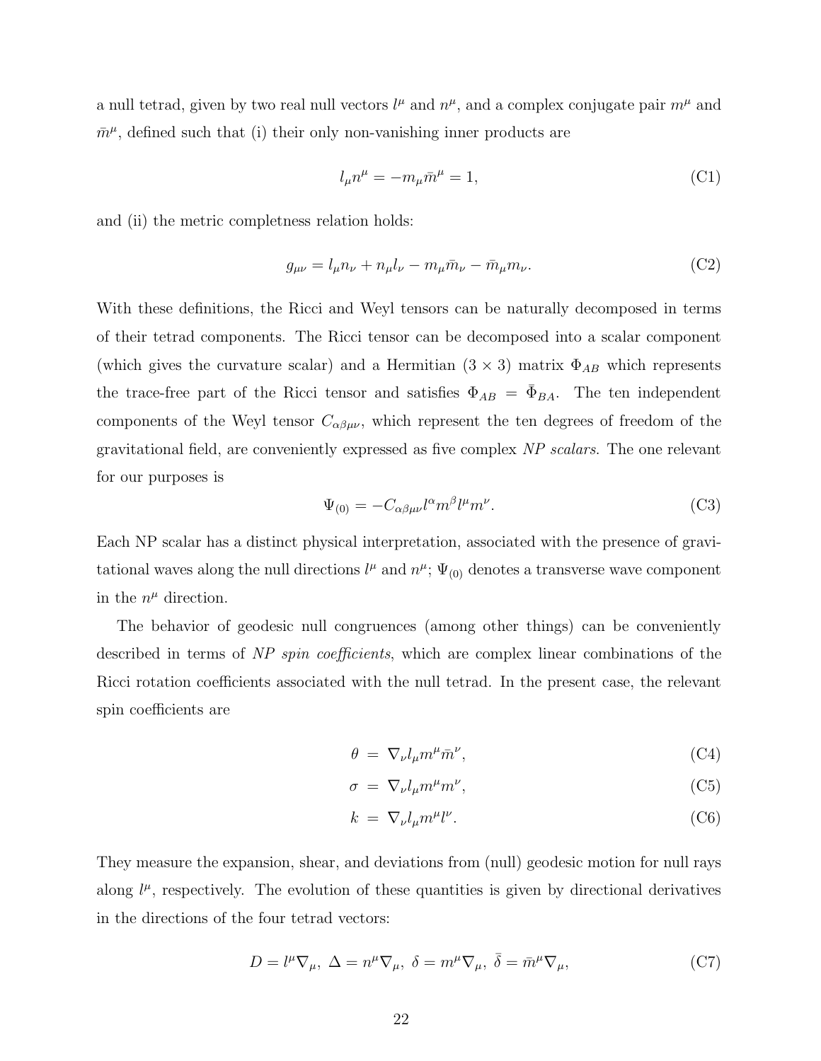a null tetrad, given by two real null vectors $l^\mu$ and $n^\mu$, and a complex conjugate pair $m^\mu$ and $\bar{m}^\mu$, defined such that (i) their only non-vanishing inner products are

$$l_\mu n^\mu = -m_\mu \bar{m}^\mu = 1, \tag{C1}$$

and (ii) the metric completness relation holds:

$$g_{\mu\nu} = l_\mu n_\nu + n_\mu l_\nu - m_\mu \bar{m}_\nu - \bar{m}_\mu m_\nu. \tag{C2}$$

With these definitions, the Ricci and Weyl tensors can be naturally decomposed in terms of their tetrad components. The Ricci tensor can be decomposed into a scalar component (which gives the curvature scalar) and a Hermitian $(3 \times 3)$ matrix $\Phi_{AB}$ which represents the trace-free part of the Ricci tensor and satisfies $\Phi_{AB} = \bar{\Phi}_{BA}$. The ten independent components of the Weyl tensor $C_{\alpha\beta\mu\nu}$, which represent the ten degrees of freedom of the gravitational field, are conveniently expressed as five complex *NP scalars*. The one relevant for our purposes is

$$\Psi_{(0)} = -C_{\alpha\beta\mu\nu} l^\alpha m^\beta l^\mu m^\nu. \tag{C3}$$

Each NP scalar has a distinct physical interpretation, associated with the presence of gravitational waves along the null directions $l^\mu$ and $n^\mu$; $\Psi_{(0)}$ denotes a transverse wave component in the $n^\mu$ direction.

The behavior of geodesic null congruences (among other things) can be conveniently described in terms of *NP spin coefficients*, which are complex linear combinations of the Ricci rotation coefficients associated with the null tetrad. In the present case, the relevant spin coefficients are

$$\theta = \nabla_\nu l_\mu m^\mu \bar{m}^\nu, \tag{C4}$$

$$\sigma = \nabla_\nu l_\mu m^\mu m^\nu, \tag{C5}$$

$$k = \nabla_\nu l_\mu m^\mu l^\nu. \tag{C6}$$

They measure the expansion, shear, and deviations from (null) geodesic motion for null rays along $l^\mu$, respectively. The evolution of these quantities is given by directional derivatives in the directions of the four tetrad vectors:

$$D = l^\mu \nabla_\mu, \ \Delta = n^\mu \nabla_\mu, \ \delta = m^\mu \nabla_\mu, \ \bar{\delta} = \bar{m}^\mu \nabla_\mu, \tag{C7}$$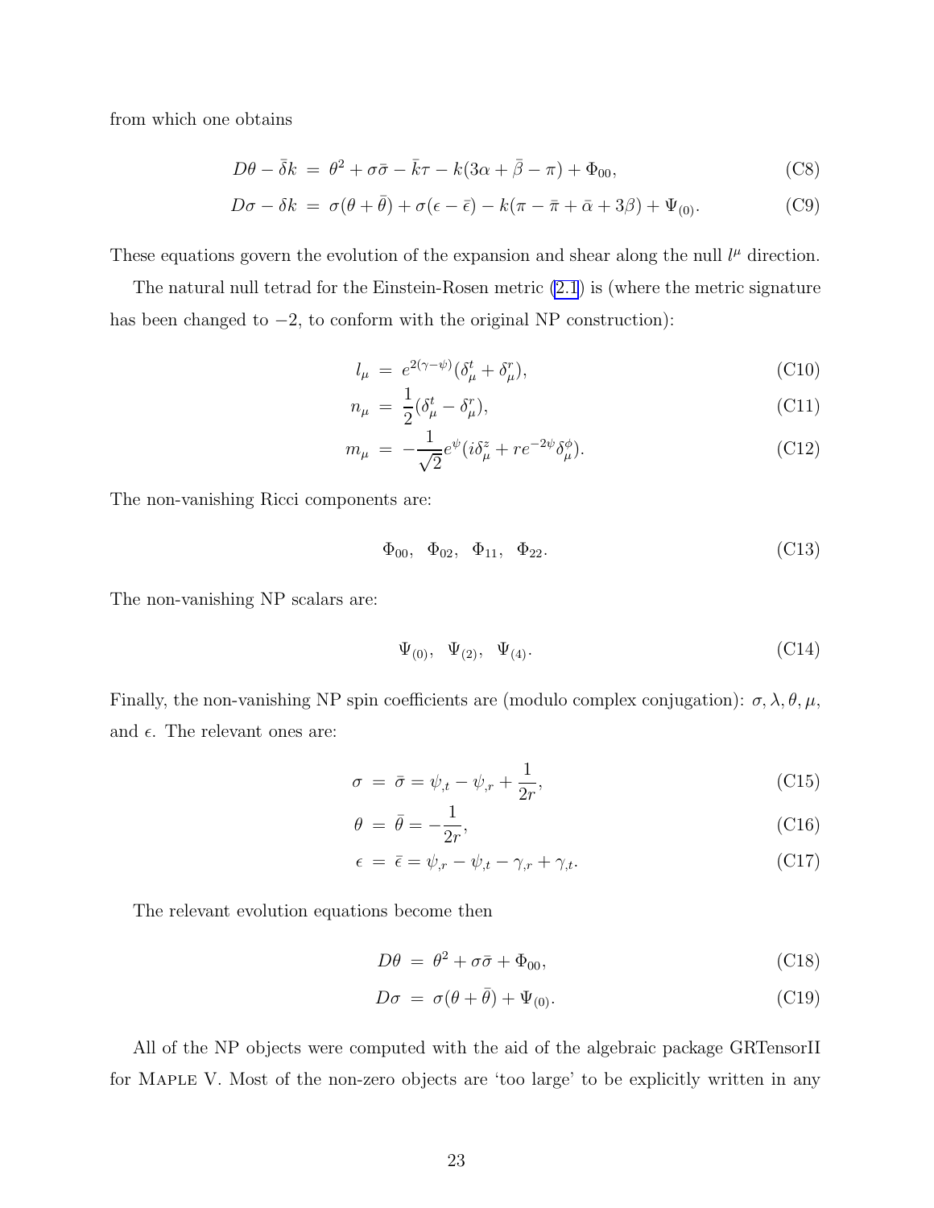from which one obtains

$$D\theta - \bar{\delta}k \ = \ \theta^2 + \sigma\bar{\sigma} - \bar{k}\tau - k(3\alpha + \bar{\beta} - \pi) + \Phi_{00}, \tag{C8}$$

$$D\sigma - \delta k \ = \ \sigma(\theta + \bar{\theta}) + \sigma(\epsilon - \bar{\epsilon}) - k(\pi - \bar{\pi} + \bar{\alpha} + 3\beta) + \Psi_{(0)}. \tag{C9}$$

These equations govern the evolution of the expansion and shear along the null $l^\mu$ direction.

The natural null tetrad for the Einstein-Rosen metric (2.1) is (where the metric signature has been changed to $-2$, to conform with the original NP construction):

$$l_\mu \ = \ e^{2(\gamma-\psi)}(\delta^t_\mu + \delta^r_\mu), \tag{C10}$$

$$n_\mu \ = \ \frac{1}{2}(\delta^t_\mu - \delta^r_\mu), \tag{C11}$$

$$m_\mu \ = \ -\frac{1}{\sqrt{2}}e^{\psi}(i\delta^z_\mu + re^{-2\psi}\delta^\phi_\mu). \tag{C12}$$

The non-vanishing Ricci components are:

$$\Phi_{00}, \ \ \Phi_{02}, \ \ \Phi_{11}, \ \ \Phi_{22}. \tag{C13}$$

The non-vanishing NP scalars are:

$$\Psi_{(0)}, \ \ \Psi_{(2)}, \ \ \Psi_{(4)}. \tag{C14}$$

Finally, the non-vanishing NP spin coefficients are (modulo complex conjugation): $\sigma, \lambda, \theta, \mu$, and $\epsilon$. The relevant ones are:

$$\sigma \ = \ \bar{\sigma} = \psi_{,t} - \psi_{,r} + \frac{1}{2r}, \tag{C15}$$

$$\theta \ = \ \bar{\theta} = -\frac{1}{2r}, \tag{C16}$$

$$\epsilon \ = \ \bar{\epsilon} = \psi_{,r} - \psi_{,t} - \gamma_{,r} + \gamma_{,t}. \tag{C17}$$

The relevant evolution equations become then

$$D\theta \ = \ \theta^2 + \sigma\bar{\sigma} + \Phi_{00}, \tag{C18}$$

$$D\sigma \ = \ \sigma(\theta + \bar{\theta}) + \Psi_{(0)}. \tag{C19}$$

All of the NP objects were computed with the aid of the algebraic package GRTensorII for Maple V. Most of the non-zero objects are 'too large' to be explicitly written in any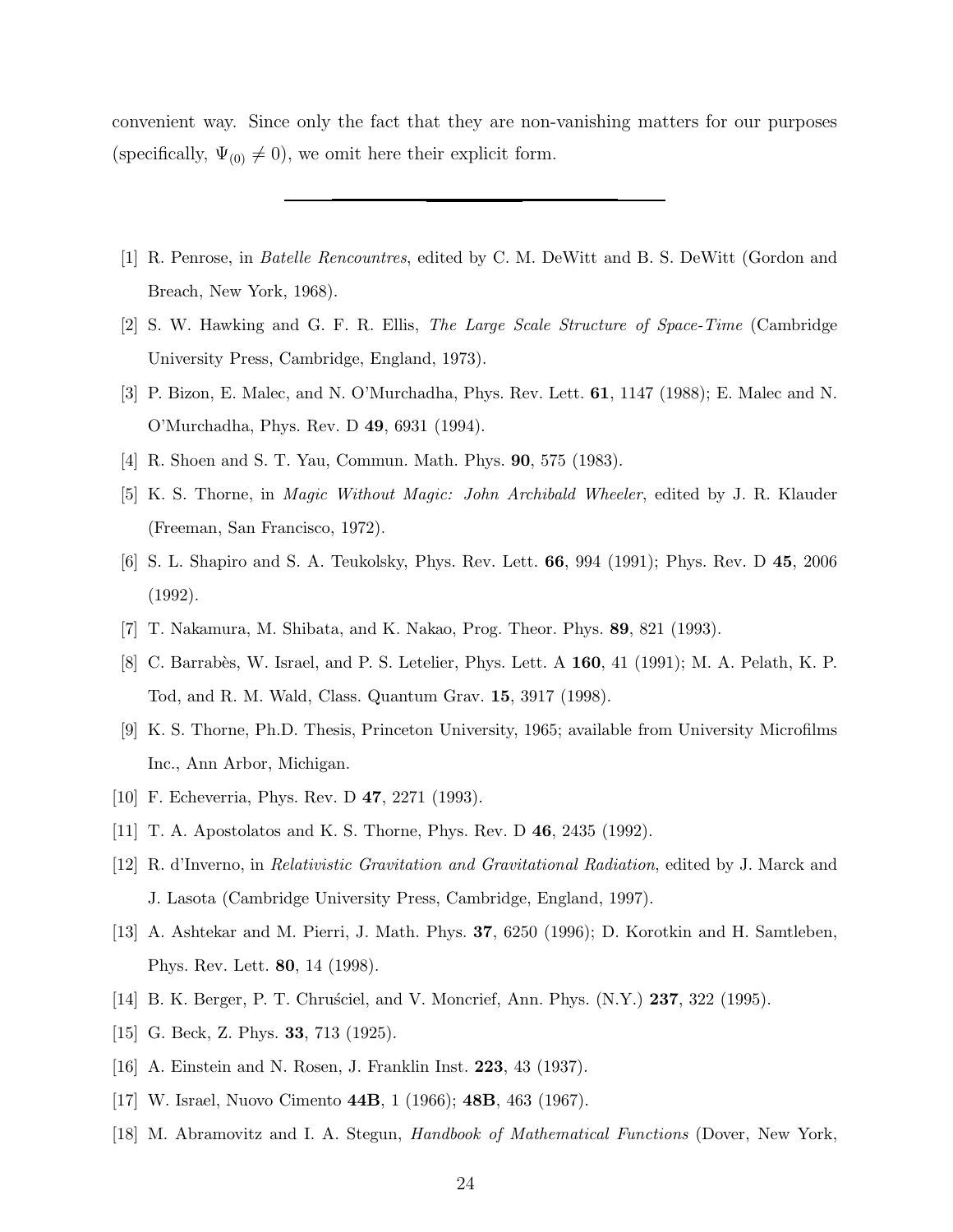convenient way. Since only the fact that they are non-vanishing matters for our purposes (specifically, $\Psi_{(0)} \neq 0$), we omit here their explicit form.

---

[1] R. Penrose, in *Batelle Rencountres*, edited by C. M. DeWitt and B. S. DeWitt (Gordon and Breach, New York, 1968).

[2] S. W. Hawking and G. F. R. Ellis, *The Large Scale Structure of Space-Time* (Cambridge University Press, Cambridge, England, 1973).

[3] P. Bizon, E. Malec, and N. O'Murchadha, Phys. Rev. Lett. **61**, 1147 (1988); E. Malec and N. O'Murchadha, Phys. Rev. D **49**, 6931 (1994).

[4] R. Shoen and S. T. Yau, Commun. Math. Phys. **90**, 575 (1983).

[5] K. S. Thorne, in *Magic Without Magic: John Archibald Wheeler*, edited by J. R. Klauder (Freeman, San Francisco, 1972).

[6] S. L. Shapiro and S. A. Teukolsky, Phys. Rev. Lett. **66**, 994 (1991); Phys. Rev. D **45**, 2006 (1992).

[7] T. Nakamura, M. Shibata, and K. Nakao, Prog. Theor. Phys. **89**, 821 (1993).

[8] C. Barrabès, W. Israel, and P. S. Letelier, Phys. Lett. A **160**, 41 (1991); M. A. Pelath, K. P. Tod, and R. M. Wald, Class. Quantum Grav. **15**, 3917 (1998).

[9] K. S. Thorne, Ph.D. Thesis, Princeton University, 1965; available from University Microfilms Inc., Ann Arbor, Michigan.

[10] F. Echeverria, Phys. Rev. D **47**, 2271 (1993).

[11] T. A. Apostolatos and K. S. Thorne, Phys. Rev. D **46**, 2435 (1992).

[12] R. d'Inverno, in *Relativistic Gravitation and Gravitational Radiation*, edited by J. Marck and J. Lasota (Cambridge University Press, Cambridge, England, 1997).

[13] A. Ashtekar and M. Pierri, J. Math. Phys. **37**, 6250 (1996); D. Korotkin and H. Samtleben, Phys. Rev. Lett. **80**, 14 (1998).

[14] B. K. Berger, P. T. Chruściel, and V. Moncrief, Ann. Phys. (N.Y.) **237**, 322 (1995).

[15] G. Beck, Z. Phys. **33**, 713 (1925).

[16] A. Einstein and N. Rosen, J. Franklin Inst. **223**, 43 (1937).

[17] W. Israel, Nuovo Cimento **44B**, 1 (1966); **48B**, 463 (1967).

[18] M. Abramovitz and I. A. Stegun, *Handbook of Mathematical Functions* (Dover, New York,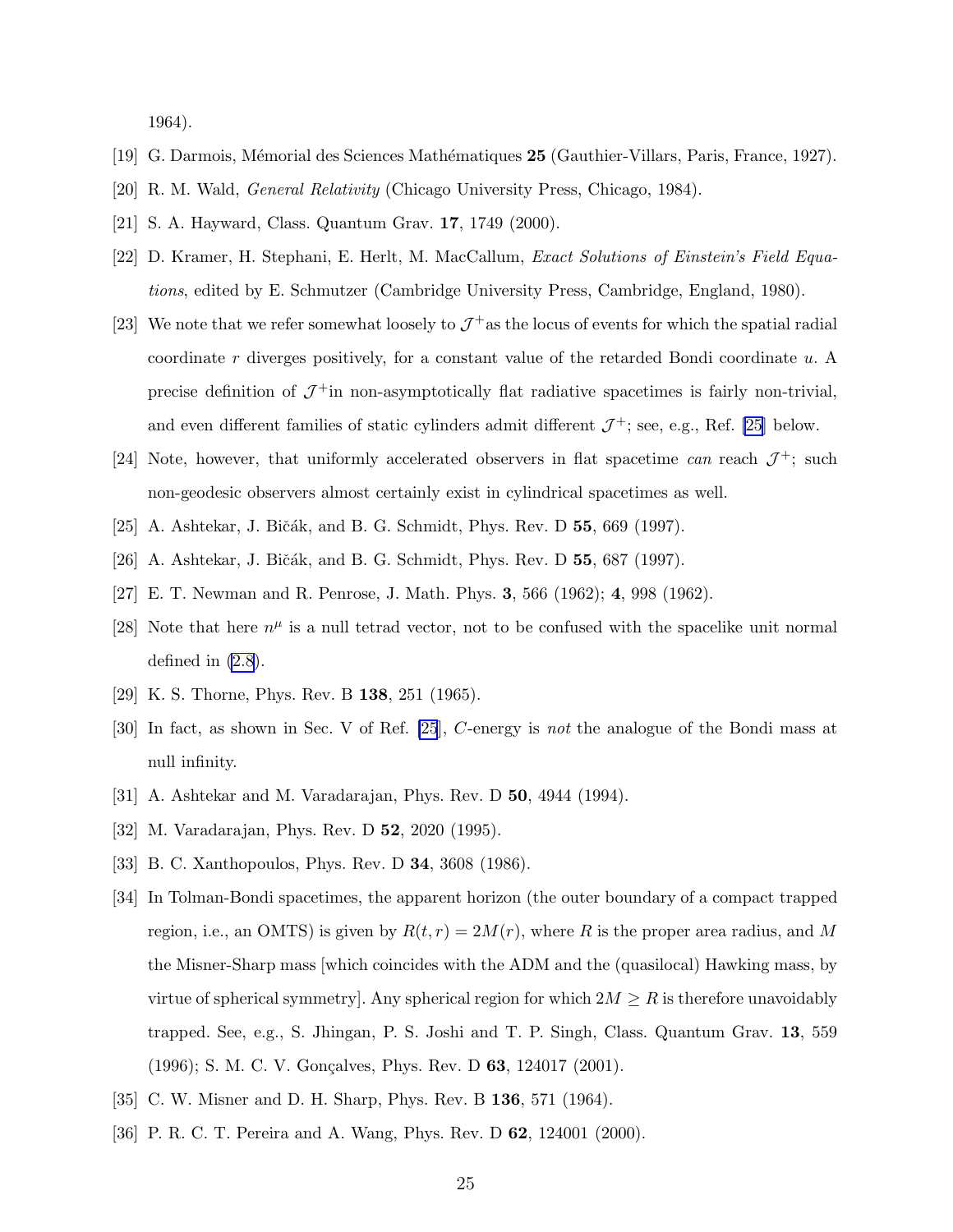1964).

[19] G. Darmois, Mémorial des Sciences Mathématiques **25** (Gauthier-Villars, Paris, France, 1927).

[20] R. M. Wald, *General Relativity* (Chicago University Press, Chicago, 1984).

[21] S. A. Hayward, Class. Quantum Grav. **17**, 1749 (2000).

[22] D. Kramer, H. Stephani, E. Herlt, M. MacCallum, *Exact Solutions of Einstein's Field Equations*, edited by E. Schmutzer (Cambridge University Press, Cambridge, England, 1980).

[23] We note that we refer somewhat loosely to $\mathcal{J}^+$as the locus of events for which the spatial radial coordinate $r$ diverges positively, for a constant value of the retarded Bondi coordinate $u$. A precise definition of $\mathcal{J}^+$in non-asymptotically flat radiative spacetimes is fairly non-trivial, and even different families of static cylinders admit different $\mathcal{J}^+$; see, e.g., Ref. [25] below.

[24] Note, however, that uniformly accelerated observers in flat spacetime *can* reach $\mathcal{J}^+$; such non-geodesic observers almost certainly exist in cylindrical spacetimes as well.

[25] A. Ashtekar, J. Bičák, and B. G. Schmidt, Phys. Rev. D **55**, 669 (1997).

[26] A. Ashtekar, J. Bičák, and B. G. Schmidt, Phys. Rev. D **55**, 687 (1997).

[27] E. T. Newman and R. Penrose, J. Math. Phys. **3**, 566 (1962); **4**, 998 (1962).

[28] Note that here $n^\mu$ is a null tetrad vector, not to be confused with the spacelike unit normal defined in (2.8).

[29] K. S. Thorne, Phys. Rev. B **138**, 251 (1965).

[30] In fact, as shown in Sec. V of Ref. [25], $C$-energy is *not* the analogue of the Bondi mass at null infinity.

[31] A. Ashtekar and M. Varadarajan, Phys. Rev. D **50**, 4944 (1994).

[32] M. Varadarajan, Phys. Rev. D **52**, 2020 (1995).

[33] B. C. Xanthopoulos, Phys. Rev. D **34**, 3608 (1986).

[34] In Tolman-Bondi spacetimes, the apparent horizon (the outer boundary of a compact trapped region, i.e., an OMTS) is given by $R(t, r) = 2M(r)$, where $R$ is the proper area radius, and $M$ the Misner-Sharp mass [which coincides with the ADM and the (quasilocal) Hawking mass, by virtue of spherical symmetry]. Any spherical region for which $2M \geq R$ is therefore unavoidably trapped. See, e.g., S. Jhingan, P. S. Joshi and T. P. Singh, Class. Quantum Grav. **13**, 559 (1996); S. M. C. V. Gonçalves, Phys. Rev. D **63**, 124017 (2001).

[35] C. W. Misner and D. H. Sharp, Phys. Rev. B **136**, 571 (1964).

[36] P. R. C. T. Pereira and A. Wang, Phys. Rev. D **62**, 124001 (2000).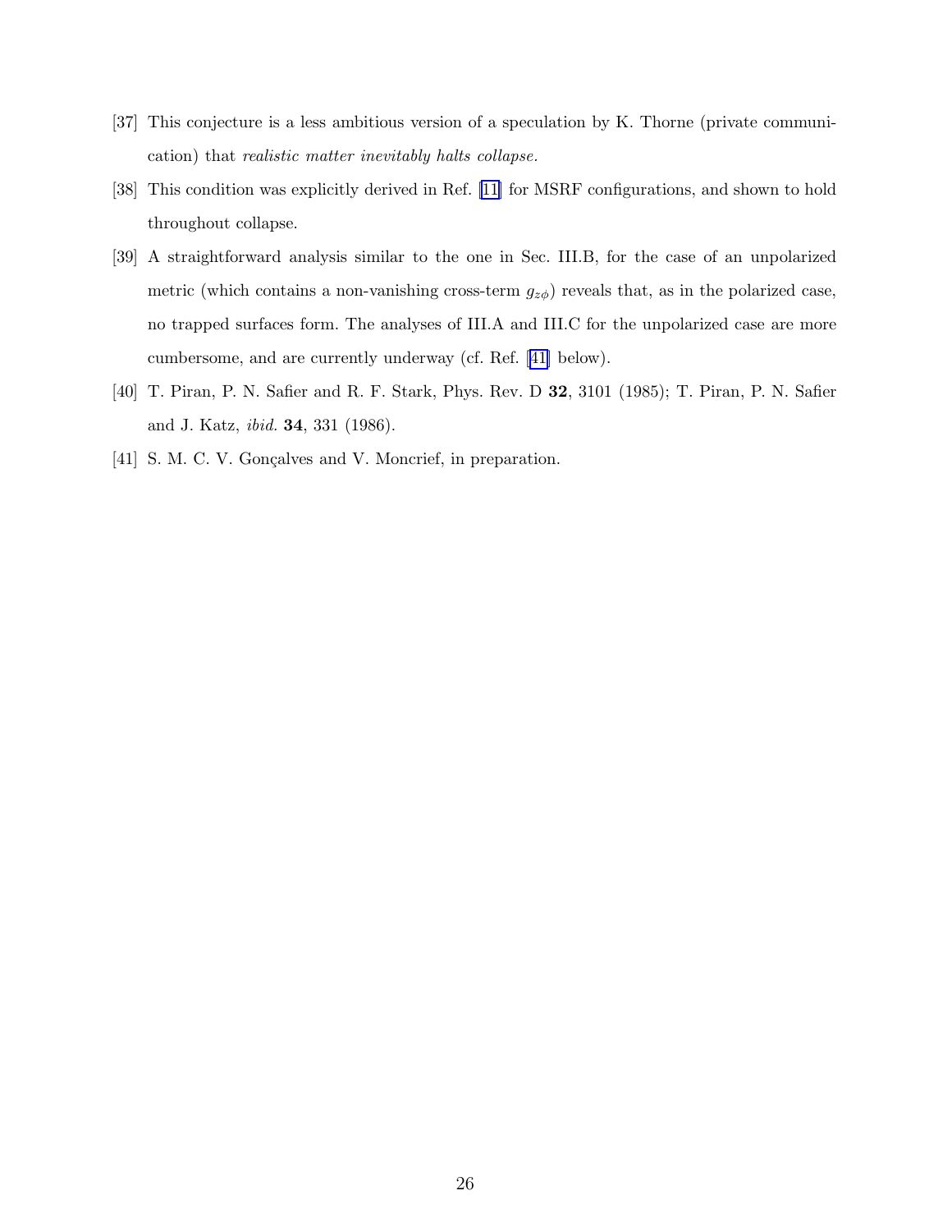[37] This conjecture is a less ambitious version of a speculation by K. Thorne (private communication) that *realistic matter inevitably halts collapse.*

[38] This condition was explicitly derived in Ref. [11] for MSRF configurations, and shown to hold throughout collapse.

[39] A straightforward analysis similar to the one in Sec. III.B, for the case of an unpolarized metric (which contains a non-vanishing cross-term $g_{z\phi}$) reveals that, as in the polarized case, no trapped surfaces form. The analyses of III.A and III.C for the unpolarized case are more cumbersome, and are currently underway (cf. Ref. [41] below).

[40] T. Piran, P. N. Safier and R. F. Stark, Phys. Rev. D **32**, 3101 (1985); T. Piran, P. N. Safier and J. Katz, *ibid.* **34**, 331 (1986).

[41] S. M. C. V. Gonçalves and V. Moncrief, in preparation.